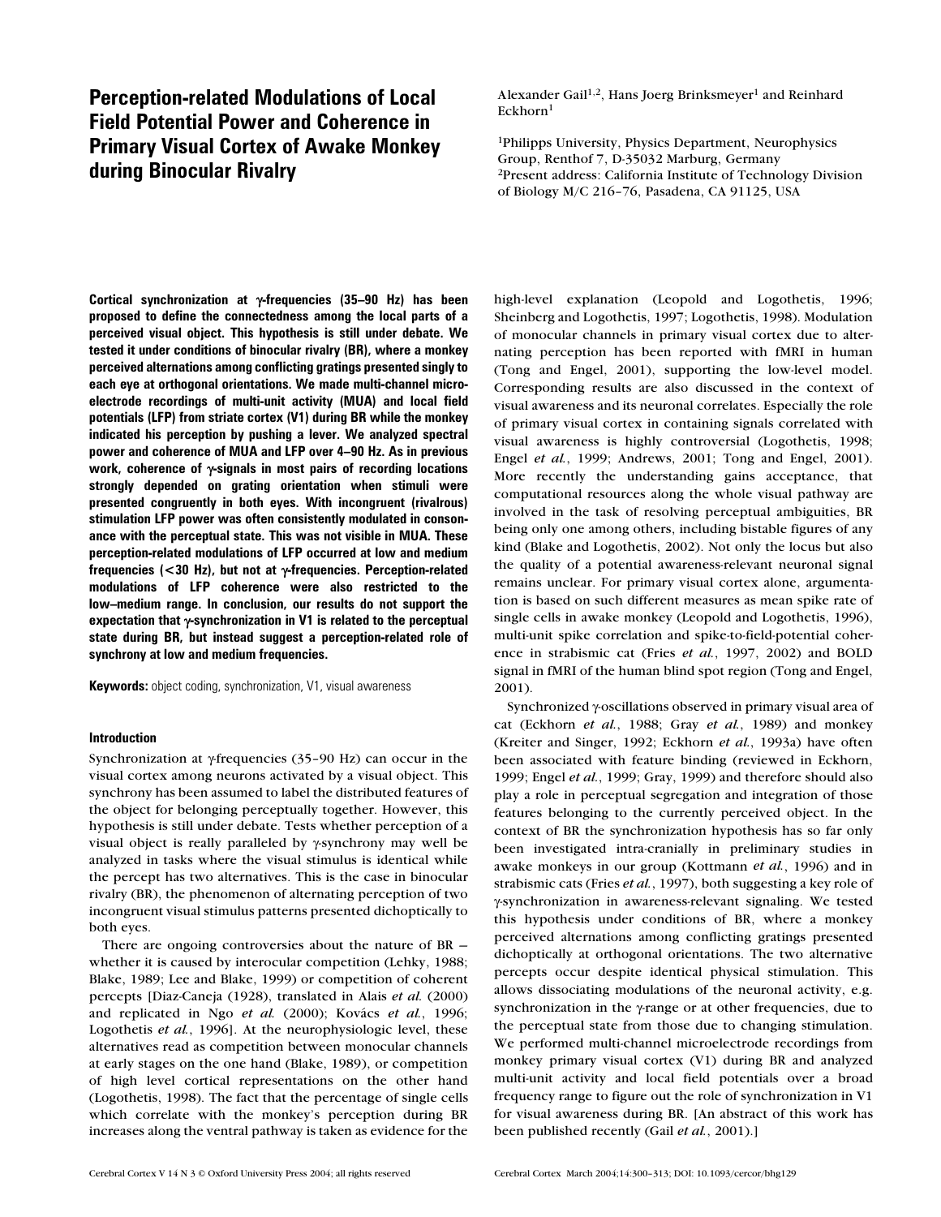# Perception-related Modulations of Local Field Potential Power and Coherence in Primary Visual Cortex of Awake Monkey during Binocular Rivalry

Alexander Gail[1,2], Hans Joerg Brinksmeyer[1] and Reinhard Eckhorn[1]

[1]Philipps University, Physics Department, Neurophysics Group, Renthof 7, D-35032 Marburg, Germany
[2]Present address: California Institute of Technology Division of Biology M/C 216–76, Pasadena, CA 91125, USA

**Cortical synchronization at γ-frequencies (35–90 Hz) has been proposed to define the connectedness among the local parts of a perceived visual object. This hypothesis is still under debate. We tested it under conditions of binocular rivalry (BR), where a monkey perceived alternations among conflicting gratings presented singly to each eye at orthogonal orientations. We made multi-channel microelectrode recordings of multi-unit activity (MUA) and local field potentials (LFP) from striate cortex (V1) during BR while the monkey indicated his perception by pushing a lever. We analyzed spectral power and coherence of MUA and LFP over 4–90 Hz. As in previous work, coherence of γ-signals in most pairs of recording locations strongly depended on grating orientation when stimuli were presented congruently in both eyes. With incongruent (rivalrous) stimulation LFP power was often consistently modulated in consonance with the perceptual state. This was not visible in MUA. These perception-related modulations of LFP occurred at low and medium frequencies (<30 Hz), but not at γ-frequencies. Perception-related modulations of LFP coherence were also restricted to the low–medium range. In conclusion, our results do not support the expectation that γ-synchronization in V1 is related to the perceptual state during BR, but instead suggest a perception-related role of synchrony at low and medium frequencies.**

**Keywords:** object coding, synchronization, V1, visual awareness

## Introduction

Synchronization at γ-frequencies (35–90 Hz) can occur in the visual cortex among neurons activated by a visual object. This synchrony has been assumed to label the distributed features of the object for belonging perceptually together. However, this hypothesis is still under debate. Tests whether perception of a visual object is really paralleled by γ-synchrony may well be analyzed in tasks where the visual stimulus is identical while the percept has two alternatives. This is the case in binocular rivalry (BR), the phenomenon of alternating perception of two incongruent visual stimulus patterns presented dichoptically to both eyes.

There are ongoing controversies about the nature of BR — whether it is caused by interocular competition (Lehky, 1988; Blake, 1989; Lee and Blake, 1999) or competition of coherent percepts [Diaz-Caneja (1928), translated in Alais *et al.* (2000) and replicated in Ngo *et al.* (2000); Kovács *et al.*, 1996; Logothetis *et al.*, 1996]. At the neurophysiologic level, these alternatives read as competition between monocular channels at early stages on the one hand (Blake, 1989), or competition of high level cortical representations on the other hand (Logothetis, 1998). The fact that the percentage of single cells which correlate with the monkey's perception during BR increases along the ventral pathway is taken as evidence for the high-level explanation (Leopold and Logothetis, 1996; Sheinberg and Logothetis, 1997; Logothetis, 1998). Modulation of monocular channels in primary visual cortex due to alternating perception has been reported with fMRI in human (Tong and Engel, 2001), supporting the low-level model. Corresponding results are also discussed in the context of visual awareness and its neuronal correlates. Especially the role of primary visual cortex in containing signals correlated with visual awareness is highly controversial (Logothetis, 1998; Engel *et al.*, 1999; Andrews, 2001; Tong and Engel, 2001). More recently the understanding gains acceptance, that computational resources along the whole visual pathway are involved in the task of resolving perceptual ambiguities, BR being only one among others, including bistable figures of any kind (Blake and Logothetis, 2002). Not only the locus but also the quality of a potential awareness-relevant neuronal signal remains unclear. For primary visual cortex alone, argumentation is based on such different measures as mean spike rate of single cells in awake monkey (Leopold and Logothetis, 1996), multi-unit spike correlation and spike-to-field-potential coherence in strabismic cat (Fries *et al.*, 1997, 2002) and BOLD signal in fMRI of the human blind spot region (Tong and Engel, 2001).

Synchronized γ-oscillations observed in primary visual area of cat (Eckhorn *et al.*, 1988; Gray *et al.*, 1989) and monkey (Kreiter and Singer, 1992; Eckhorn *et al.*, 1993a) have often been associated with feature binding (reviewed in Eckhorn, 1999; Engel *et al.*, 1999; Gray, 1999) and therefore should also play a role in perceptual segregation and integration of those features belonging to the currently perceived object. In the context of BR the synchronization hypothesis has so far only been investigated intra-cranially in preliminary studies in awake monkeys in our group (Kottmann *et al.*, 1996) and in strabismic cats (Fries *et al.*, 1997), both suggesting a key role of γ-synchronization in awareness-relevant signaling. We tested this hypothesis under conditions of BR, where a monkey perceived alternations among conflicting gratings presented dichoptically at orthogonal orientations. The two alternative percepts occur despite identical physical stimulation. This allows dissociating modulations of the neuronal activity, e.g. synchronization in the γ-range or at other frequencies, due to the perceptual state from those due to changing stimulation. We performed multi-channel microelectrode recordings from monkey primary visual cortex (V1) during BR and analyzed multi-unit activity and local field potentials over a broad frequency range to figure out the role of synchronization in V1 for visual awareness during BR. [An abstract of this work has been published recently (Gail *et al.*, 2001).]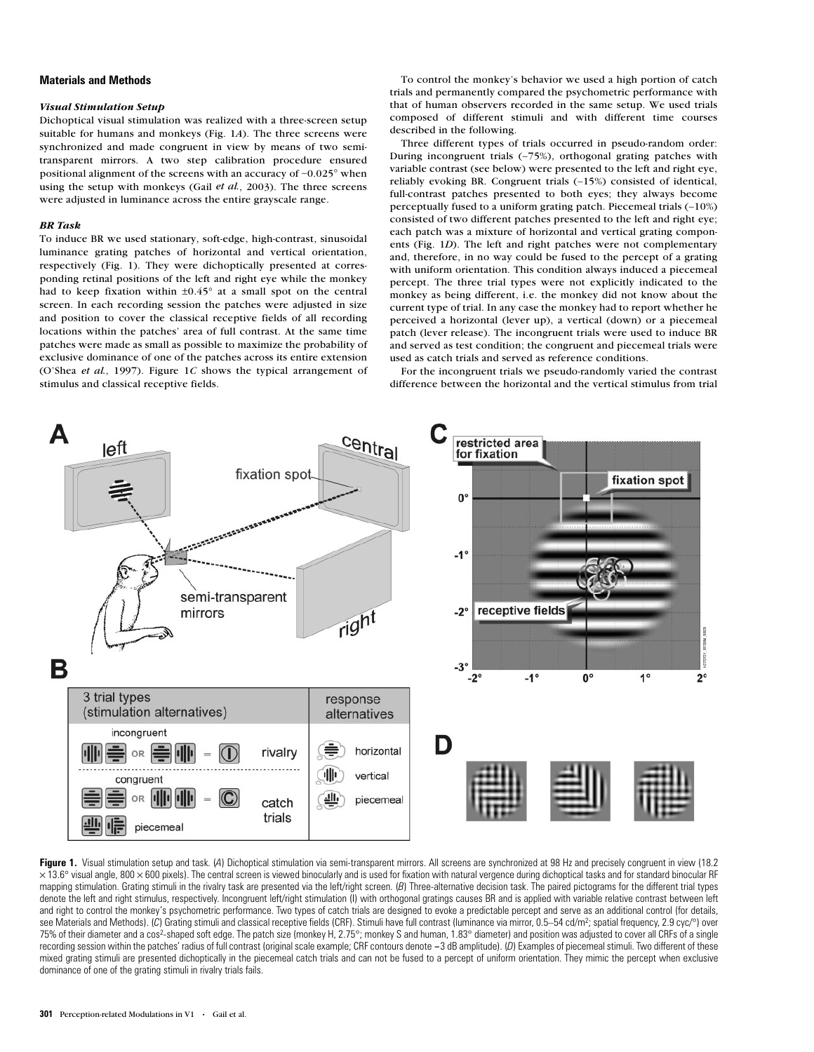## Materials and Methods

### *Visual Stimulation Setup*

Dichoptical visual stimulation was realized with a three-screen setup suitable for humans and monkeys (Fig. 1*A*). The three screens were synchronized and made congruent in view by means of two semi-transparent mirrors. A two step calibration procedure ensured positional alignment of the screens with an accuracy of ~0.025° when using the setup with monkeys (Gail *et al.*, 2003). The three screens were adjusted in luminance across the entire grayscale range.

### *BR Task*

To induce BR we used stationary, soft-edge, high-contrast, sinusoidal luminance grating patches of horizontal and vertical orientation, respectively (Fig. 1). They were dichoptically presented at corresponding retinal positions of the left and right eye while the monkey had to keep fixation within ±0.45° at a small spot on the central screen. In each recording session the patches were adjusted in size and position to cover the classical receptive fields of all recording locations within the patches' area of full contrast. At the same time patches were made as small as possible to maximize the probability of exclusive dominance of one of the patches across its entire extension (O'Shea *et al.*, 1997). Figure 1*C* shows the typical arrangement of stimulus and classical receptive fields.

To control the monkey's behavior we used a high portion of catch trials and permanently compared the psychometric performance with that of human observers recorded in the same setup. We used trials composed of different stimuli and with different time courses described in the following.

Three different types of trials occurred in pseudo-random order: During incongruent trials (~75%), orthogonal grating patches with variable contrast (see below) were presented to the left and right eye, reliably evoking BR. Congruent trials (~15%) consisted of identical, full-contrast patches presented to both eyes; they always become perceptually fused to a uniform grating patch. Piecemeal trials (~10%) consisted of two different patches presented to the left and right eye; each patch was a mixture of horizontal and vertical grating components (Fig. 1*D*). The left and right patches were not complementary and, therefore, in no way could be fused to the percept of a grating with uniform orientation. This condition always induced a piecemeal percept. The three trial types were not explicitly indicated to the monkey as being different, i.e. the monkey did not know about the current type of trial. In any case the monkey had to report whether he perceived a horizontal (lever up), a vertical (down) or a piecemeal patch (lever release). The incongruent trials were used to induce BR and served as test condition; the congruent and piecemeal trials were used as catch trials and served as reference conditions.

For the incongruent trials we pseudo-randomly varied the contrast difference between the horizontal and the vertical stimulus from trial

**Figure 1.** Visual stimulation setup and task. (*A*) Dichoptical stimulation via semi-transparent mirrors. All screens are synchronized at 98 Hz and precisely congruent in view (18.2 × 13.6° visual angle, 800 × 600 pixels). The central screen is viewed binocularly and is used for fixation with natural vergence during dichoptical tasks and for standard binocular RF mapping stimulation. Grating stimuli in the rivalry task are presented via the left/right screen. (*B*) Three-alternative decision task. The paired pictograms for the different trial types denote the left and right stimulus, respectively. Incongruent left/right stimulation (I) with orthogonal gratings causes BR and is applied with variable relative contrast between left and right to control the monkey's psychometric performance. Two types of catch trials are designed to evoke a predictable percept and serve as an additional control (for details, see Materials and Methods). (*C*) Grating stimuli and classical receptive fields (CRF). Stimuli have full contrast (luminance via mirror, 0.5–54 cd/m$^2$; spatial frequency, 2.9 cyc/°) over 75% of their diameter and a cos$^2$-shaped soft edge. The patch size (monkey H, 2.75°; monkey S and human, 1.83° diameter) and position was adjusted to cover all CRFs of a single recording session within the patches' radius of full contrast (original scale example; CRF contours denote −3 dB amplitude). (*D*) Examples of piecemeal stimuli. Two different of these mixed grating stimuli are presented dichoptically in the piecemeal catch trials and can not be fused to a percept of uniform orientation. They mimic the percept when exclusive dominance of one of the grating stimuli in rivalry trials fails.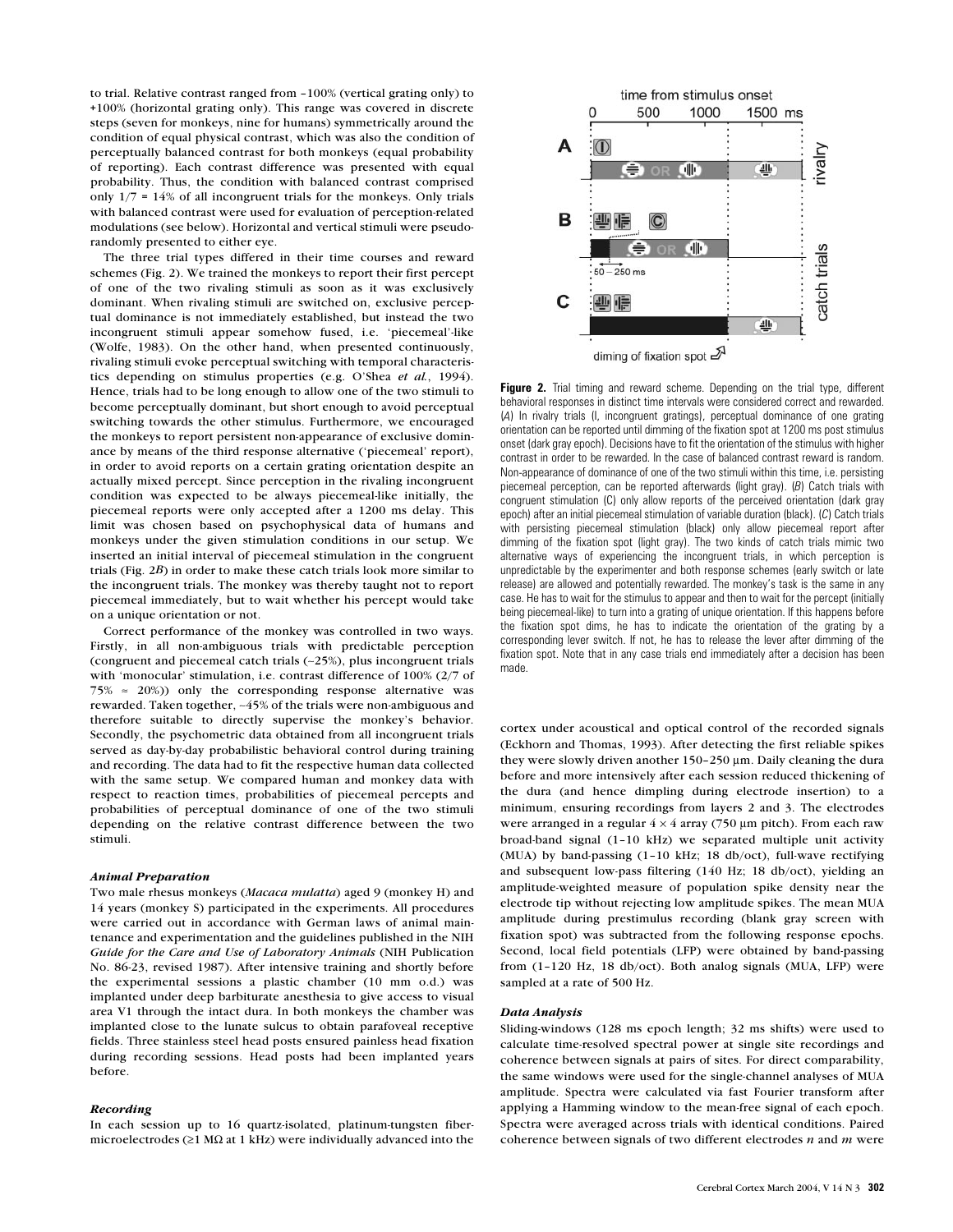to trial. Relative contrast ranged from –100% (vertical grating only) to +100% (horizontal grating only). This range was covered in discrete steps (seven for monkeys, nine for humans) symmetrically around the condition of equal physical contrast, which was also the condition of perceptually balanced contrast for both monkeys (equal probability of reporting). Each contrast difference was presented with equal probability. Thus, the condition with balanced contrast comprised only 1/7 = 14% of all incongruent trials for the monkeys. Only trials with balanced contrast were used for evaluation of perception-related modulations (see below). Horizontal and vertical stimuli were pseudorandomly presented to either eye.

The three trial types differed in their time courses and reward schemes (Fig. 2). We trained the monkeys to report their first percept of one of the two rivaling stimuli as soon as it was exclusively dominant. When rivaling stimuli are switched on, exclusive perceptual dominance is not immediately established, but instead the two incongruent stimuli appear somehow fused, i.e. 'piecemeal'-like (Wolfe, 1983). On the other hand, when presented continuously, rivaling stimuli evoke perceptual switching with temporal characteristics depending on stimulus properties (e.g. O'Shea *et al.*, 1994). Hence, trials had to be long enough to allow one of the two stimuli to become perceptually dominant, but short enough to avoid perceptual switching towards the other stimulus. Furthermore, we encouraged the monkeys to report persistent non-appearance of exclusive dominance by means of the third response alternative ('piecemeal' report), in order to avoid reports on a certain grating orientation despite an actually mixed percept. Since perception in the rivaling incongruent condition was expected to be always piecemeal-like initially, the piecemeal reports were only accepted after a 1200 ms delay. This limit was chosen based on psychophysical data of humans and monkeys under the given stimulation conditions in our setup. We inserted an initial interval of piecemeal stimulation in the congruent trials (Fig. 2*B*) in order to make these catch trials look more similar to the incongruent trials. The monkey was thereby taught not to report piecemeal immediately, but to wait whether his percept would take on a unique orientation or not.

Correct performance of the monkey was controlled in two ways. Firstly, in all non-ambiguous trials with predictable perception (congruent and piecemeal catch trials (~25%), plus incongruent trials with 'monocular' stimulation, i.e. contrast difference of 100% (2/7 of 75% ≈ 20%)) only the corresponding response alternative was rewarded. Taken together, ~45% of the trials were non-ambiguous and therefore suitable to directly supervise the monkey's behavior. Secondly, the psychometric data obtained from all incongruent trials served as day-by-day probabilistic behavioral control during training and recording. The data had to fit the respective human data collected with the same setup. We compared human and monkey data with respect to reaction times, probabilities of piecemeal percepts and probabilities of perceptual dominance of one of the two stimuli depending on the relative contrast difference between the two stimuli.

### *Animal Preparation*

Two male rhesus monkeys (*Macaca mulatta*) aged 9 (monkey H) and 14 years (monkey S) participated in the experiments. All procedures were carried out in accordance with German laws of animal maintenance and experimentation and the guidelines published in the NIH *Guide for the Care and Use of Laboratory Animals* (NIH Publication No. 86-23, revised 1987). After intensive training and shortly before the experimental sessions a plastic chamber (10 mm o.d.) was implanted under deep barbiturate anesthesia to give access to visual area V1 through the intact dura. In both monkeys the chamber was implanted close to the lunate sulcus to obtain parafoveal receptive fields. Three stainless steel head posts ensured painless head fixation during recording sessions. Head posts had been implanted years before.

### *Recording*

In each session up to 16 quartz-isolated, platinum-tungsten fiber-microelectrodes (≥1 MΩ at 1 kHz) were individually advanced into the cortex under acoustical and optical control of the recorded signals (Eckhorn and Thomas, 1993). After detecting the first reliable spikes they were slowly driven another 150–250 μm. Daily cleaning the dura before and more intensively after each session reduced thickening of the dura (and hence dimpling during electrode insertion) to a minimum, ensuring recordings from layers 2 and 3. The electrodes were arranged in a regular 4 × 4 array (750 μm pitch). From each raw broad-band signal (1–10 kHz) we separated multiple unit activity (MUA) by band-passing (1–10 kHz; 18 db/oct), full-wave rectifying and subsequent low-pass filtering (140 Hz; 18 db/oct), yielding an amplitude-weighted measure of population spike density near the electrode tip without rejecting low amplitude spikes. The mean MUA amplitude during prestimulus recording (blank gray screen with fixation spot) was subtracted from the following response epochs. Second, local field potentials (LFP) were obtained by band-passing from (1–120 Hz, 18 db/oct). Both analog signals (MUA, LFP) were sampled at a rate of 500 Hz.

**Figure 2.** Trial timing and reward scheme. Depending on the trial type, different behavioral responses in distinct time intervals were considered correct and rewarded. (*A*) In rivalry trials (I, incongruent gratings), perceptual dominance of one grating orientation can be reported until dimming of the fixation spot at 1200 ms post stimulus onset (dark gray epoch). Decisions have to fit the orientation of the stimulus with higher contrast in order to be rewarded. In the case of balanced contrast reward is random. Non-appearance of dominance of one of the two stimuli within this time, i.e. persisting piecemeal perception, can be reported afterwards (light gray). (*B*) Catch trials with congruent stimulation (C) only allow reports of the perceived orientation (dark gray epoch) after an initial piecemeal stimulation of variable duration (black). (*C*) Catch trials with persisting piecemeal stimulation (black) only allow piecemeal report after dimming of the fixation spot (light gray). The two kinds of catch trials mimic two alternative ways of experiencing the incongruent trials, in which perception is unpredictable by the experimenter and both response schemes (early switch or late release) are allowed and potentially rewarded. The monkey's task is the same in any case. He has to wait for the stimulus to appear and then to wait for the percept (initially being piecemeal-like) to turn into a grating of unique orientation. If this happens before the fixation spot dims, he has to indicate the orientation of the grating by a corresponding lever switch. If not, he has to release the lever after dimming of the fixation spot. Note that in any case trials end immediately after a decision has been made.

### *Data Analysis*

Sliding-windows (128 ms epoch length; 32 ms shifts) were used to calculate time-resolved spectral power at single site recordings and coherence between signals at pairs of sites. For direct comparability, the same windows were used for the single-channel analyses of MUA amplitude. Spectra were calculated via fast Fourier transform after applying a Hamming window to the mean-free signal of each epoch. Spectra were averaged across trials with identical conditions. Paired coherence between signals of two different electrodes $n$ and $m$ were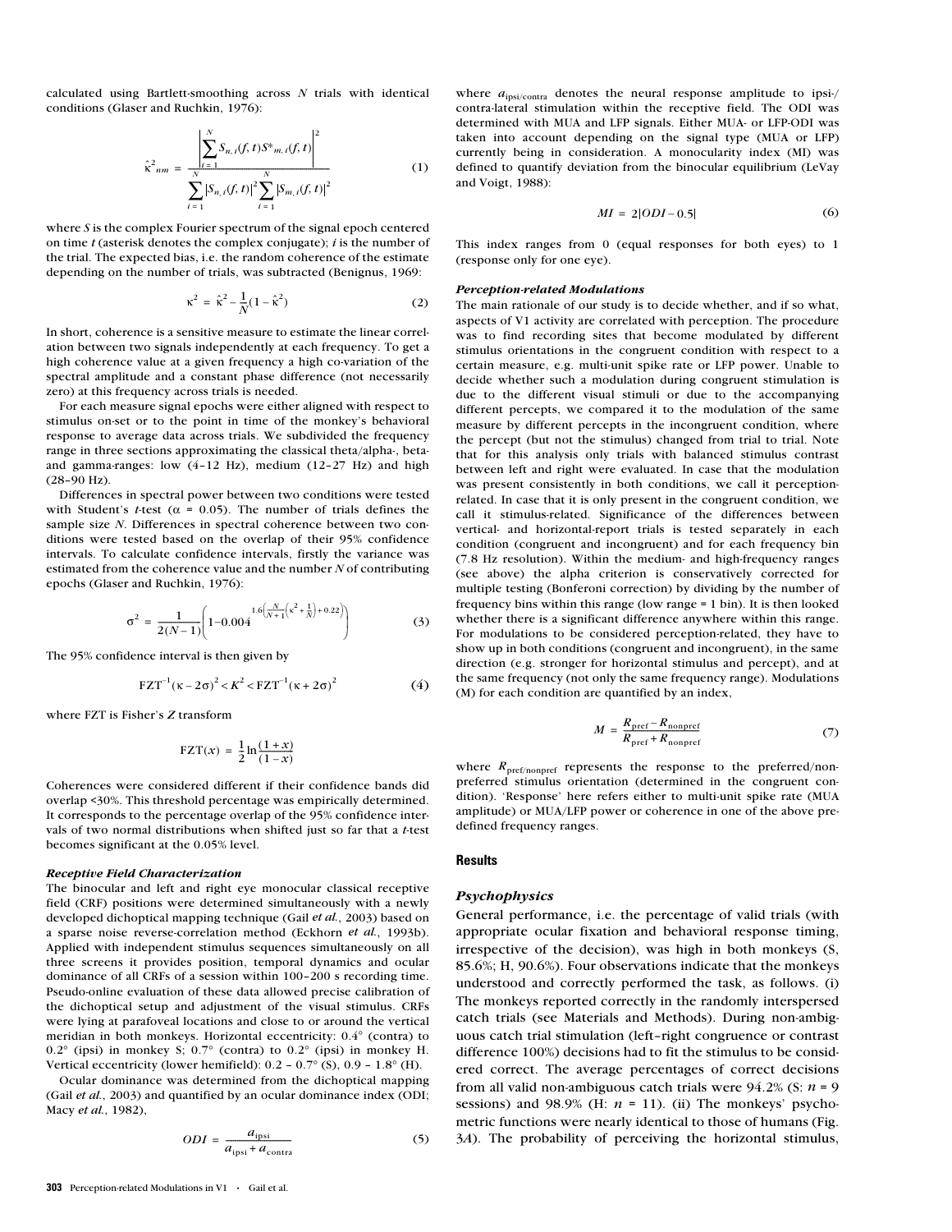calculated using Bartlett-smoothing across $N$ trials with identical conditions (Glaser and Ruchkin, 1976):

$$\hat{\kappa}^2_{nm} = \frac{\left|\sum_{i=1}^{N} S_{n,i}(f,t) S^*_{m,i}(f,t)\right|^2}{\sum_{i=1}^{N} |S_{n,i}(f,t)|^2 \sum_{i=1}^{N} |S_{m,i}(f,t)|^2} \quad (1)$$

where $S$ is the complex Fourier spectrum of the signal epoch centered on time $t$ (asterisk denotes the complex conjugate); $i$ is the number of the trial. The expected bias, i.e. the random coherence of the estimate depending on the number of trials, was subtracted (Benignus, 1969:

$$\kappa^2 = \hat{\kappa}^2 - \frac{1}{N}(1 - \hat{\kappa}^2) \quad (2)$$

In short, coherence is a sensitive measure to estimate the linear correlation between two signals independently at each frequency. To get a high coherence value at a given frequency a high co-variation of the spectral amplitude and a constant phase difference (not necessarily zero) at this frequency across trials is needed.

For each measure signal epochs were either aligned with respect to stimulus on-set or to the point in time of the monkey's behavioral response to average data across trials. We subdivided the frequency range in three sections approximating the classical theta/alpha-, beta- and gamma-ranges: low (4–12 Hz), medium (12–27 Hz) and high (28–90 Hz).

Differences in spectral power between two conditions were tested with Student's $t$-test ($\alpha$ = 0.05). The number of trials defines the sample size $N$. Differences in spectral coherence between two conditions were tested based on the overlap of their 95% confidence intervals. To calculate confidence intervals, firstly the variance was estimated from the coherence value and the number $N$ of contributing epochs (Glaser and Ruchkin, 1976):

$$\sigma^2 = \frac{1}{2(N-1)}\left(1 - 0.004^{1.6\left(\frac{N}{N+1}\left(\kappa^2 + \frac{1}{N}\right) + 0.22\right)}\right) \quad (3)$$

The 95% confidence interval is then given by

$$\mathrm{FZT}^{-1}(\kappa - 2\sigma)^2 < K^2 < \mathrm{FZT}^{-1}(\kappa + 2\sigma)^2 \quad (4)$$

where FZT is Fisher's $Z$ transform

$$\mathrm{FZT}(x) = \frac{1}{2}\ln\frac{(1+x)}{(1-x)}$$

Coherences were considered different if their confidence bands did overlap <30%. This threshold percentage was empirically determined. It corresponds to the percentage overlap of the 95% confidence intervals of two normal distributions when shifted just so far that a $t$-test becomes significant at the 0.05% level.

#### *Receptive Field Characterization*

The binocular and left and right eye monocular classical receptive field (CRF) positions were determined simultaneously with a newly developed dichoptical mapping technique (Gail *et al.*, 2003) based on a sparse noise reverse-correlation method (Eckhorn *et al.*, 1993b). Applied with independent stimulus sequences simultaneously on all three screens it provides position, temporal dynamics and ocular dominance of all CRFs of a session within 100–200 s recording time. Pseudo-online evaluation of these data allowed precise calibration of the dichoptical setup and adjustment of the visual stimulus. CRFs were lying at parafoveal locations and close to or around the vertical meridian in both monkeys. Horizontal eccentricity: 0.4° (contra) to 0.2° (ipsi) in monkey S; 0.7° (contra) to 0.2° (ipsi) in monkey H. Vertical eccentricity (lower hemifield): 0.2 – 0.7° (S), 0.9 – 1.8° (H).

Ocular dominance was determined from the dichoptical mapping (Gail *et al.*, 2003) and quantified by an ocular dominance index (ODI; Macy *et al.*, 1982),

$$ODI = \frac{a_{\mathrm{ipsi}}}{a_{\mathrm{ipsi}} + a_{\mathrm{contra}}} \quad (5)$$

where $a_{\mathrm{ipsi/contra}}$ denotes the neural response amplitude to ipsi-/contra-lateral stimulation within the receptive field. The ODI was determined with MUA and LFP signals. Either MUA- or LFP-ODI was taken into account depending on the signal type (MUA or LFP) currently being in consideration. A monocularity index (MI) was defined to quantify deviation from the binocular equilibrium (LeVay and Voigt, 1988):

$$MI = 2|ODI - 0.5| \quad (6)$$

This index ranges from 0 (equal responses for both eyes) to 1 (response only for one eye).

#### *Perception-related Modulations*

The main rationale of our study is to decide whether, and if so what, aspects of V1 activity are correlated with perception. The procedure was to find recording sites that become modulated by different stimulus orientations in the congruent condition with respect to a certain measure, e.g. multi-unit spike rate or LFP power. Unable to decide whether such a modulation during congruent stimulation is due to the different visual stimuli or due to the accompanying different percepts, we compared it to the modulation of the same measure by different percepts in the incongruent condition, where the percept (but not the stimulus) changed from trial to trial. Note that for this analysis only trials with balanced stimulus contrast between left and right were evaluated. In case that the modulation was present consistently in both conditions, we call it perception-related. In case that it is only present in the congruent condition, we call it stimulus-related. Significance of the differences between vertical- and horizontal-report trials is tested separately in each condition (congruent and incongruent) and for each frequency bin (7.8 Hz resolution). Within the medium- and high-frequency ranges (see above) the alpha criterion is conservatively corrected for multiple testing (Bonferoni correction) by dividing by the number of frequency bins within this range (low range = 1 bin). It is then looked whether there is a significant difference anywhere within this range. For modulations to be considered perception-related, they have to show up in both conditions (congruent and incongruent), in the same direction (e.g. stronger for horizontal stimulus and percept), and at the same frequency (not only the same frequency range). Modulations (M) for each condition are quantified by an index,

$$M = \frac{R_{\mathrm{pref}} - R_{\mathrm{nonpref}}}{R_{\mathrm{pref}} + R_{\mathrm{nonpref}}} \quad (7)$$

where $R_{\mathrm{pref/nonpref}}$ represents the response to the preferred/non-preferred stimulus orientation (determined in the congruent condition). 'Response' here refers either to multi-unit spike rate (MUA amplitude) or MUA/LFP power or coherence in one of the above pre-defined frequency ranges.

## Results

### *Psychophysics*

General performance, i.e. the percentage of valid trials (with appropriate ocular fixation and behavioral response timing, irrespective of the decision), was high in both monkeys (S, 85.6%; H, 90.6%). Four observations indicate that the monkeys understood and correctly performed the task, as follows. (i) The monkeys reported correctly in the randomly interspersed catch trials (see Materials and Methods). During non-ambiguous catch trial stimulation (left–right congruence or contrast difference 100%) decisions had to fit the stimulus to be considered correct. The average percentages of correct decisions from all valid non-ambiguous catch trials were 94.2% (S: $n$ = 9 sessions) and 98.9% (H: $n$ = 11). (ii) The monkeys' psychometric functions were nearly identical to those of humans (Fig. 3*A*). The probability of perceiving the horizontal stimulus,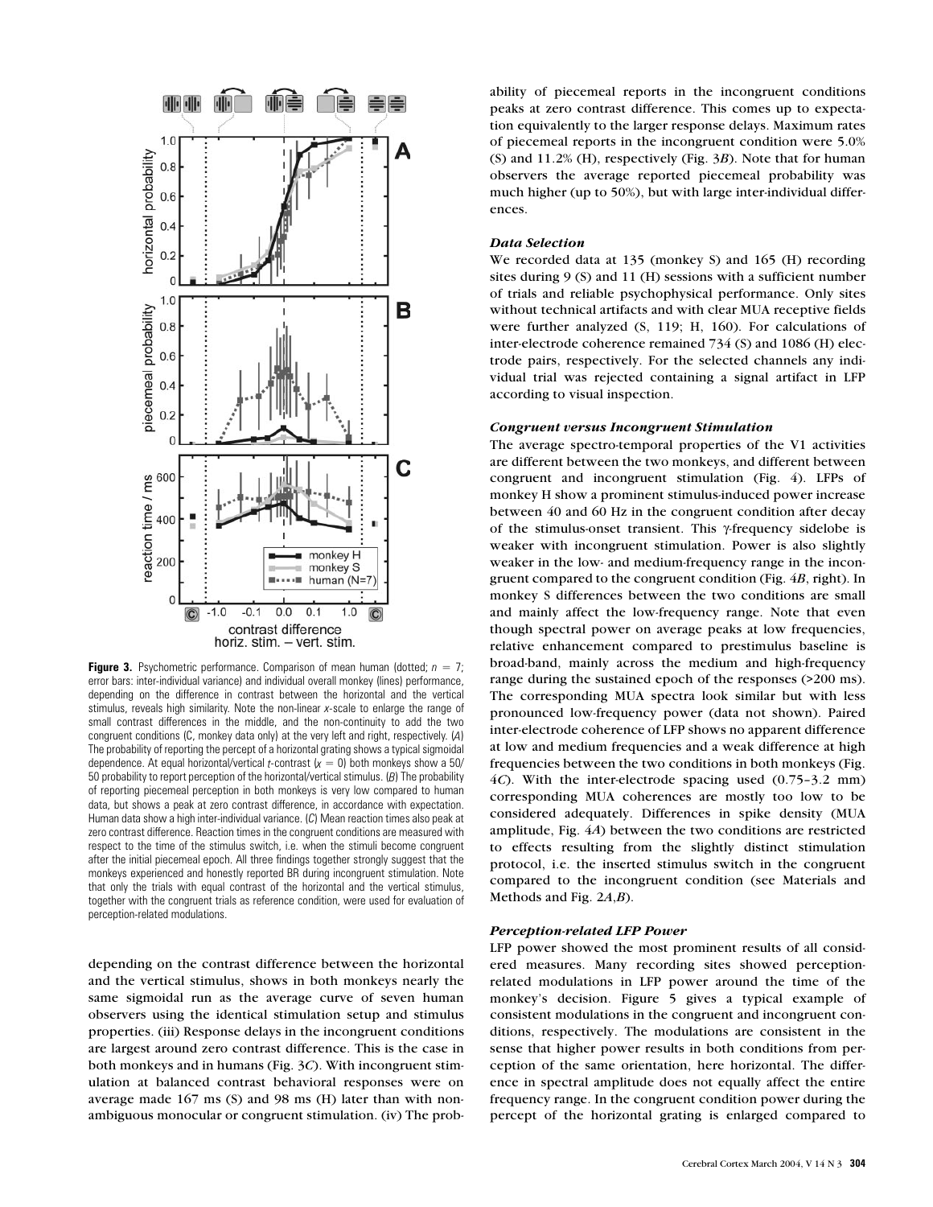**Figure 3.** Psychometric performance. Comparison of mean human (dotted; $n = 7$; error bars: inter-individual variance) and individual overall monkey (lines) performance, depending on the difference in contrast between the horizontal and the vertical stimulus, reveals high similarity. Note the non-linear *x*-scale to enlarge the range of small contrast differences in the middle, and the non-continuity to add the two congruent conditions (C, monkey data only) at the very left and right, respectively. (*A*) The probability of reporting the percept of a horizontal grating shows a typical sigmoidal dependence. At equal horizontal/vertical *r*-contrast ($x = 0$) both monkeys show a 50/50 probability to report perception of the horizontal/vertical stimulus. (*B*) The probability of reporting piecemeal perception in both monkeys is very low compared to human data, but shows a peak at zero contrast difference, in accordance with expectation. Human data show a high inter-individual variance. (*C*) Mean reaction times also peak at zero contrast difference. Reaction times in the congruent conditions are measured with respect to the time of the stimulus switch, i.e. when the stimuli become congruent after the initial piecemeal epoch. All three findings together strongly suggest that the monkeys experienced and honestly reported BR during incongruent stimulation. Note that only the trials with equal contrast of the horizontal and the vertical stimulus, together with the congruent trials as reference condition, were used for evaluation of perception-related modulations.

depending on the contrast difference between the horizontal and the vertical stimulus, shows in both monkeys nearly the same sigmoidal run as the average curve of seven human observers using the identical stimulation setup and stimulus properties. (iii) Response delays in the incongruent conditions are largest around zero contrast difference. This is the case in both monkeys and in humans (Fig. 3*C*). With incongruent stimulation at balanced contrast behavioral responses were on average made 167 ms (S) and 98 ms (H) later than with non-ambiguous monocular or congruent stimulation. (iv) The probability of piecemeal reports in the incongruent conditions peaks at zero contrast difference. This comes up to expectation equivalently to the larger response delays. Maximum rates of piecemeal reports in the incongruent condition were 5.0% (S) and 11.2% (H), respectively (Fig. 3*B*). Note that for human observers the average reported piecemeal probability was much higher (up to 50%), but with large inter-individual differences.

### *Data Selection*

We recorded data at 135 (monkey S) and 165 (H) recording sites during 9 (S) and 11 (H) sessions with a sufficient number of trials and reliable psychophysical performance. Only sites without technical artifacts and with clear MUA receptive fields were further analyzed (S, 119; H, 160). For calculations of inter-electrode coherence remained 734 (S) and 1086 (H) electrode pairs, respectively. For the selected channels any individual trial was rejected containing a signal artifact in LFP according to visual inspection.

### *Congruent versus Incongruent Stimulation*

The average spectro-temporal properties of the V1 activities are different between the two monkeys, and different between congruent and incongruent stimulation (Fig. 4). LFPs of monkey H show a prominent stimulus-induced power increase between 40 and 60 Hz in the congruent condition after decay of the stimulus-onset transient. This $\gamma$-frequency sidelobe is weaker with incongruent stimulation. Power is also slightly weaker in the low- and medium-frequency range in the incongruent compared to the congruent condition (Fig. 4*B*, right). In monkey S differences between the two conditions are small and mainly affect the low-frequency range. Note that even though spectral power on average peaks at low frequencies, relative enhancement compared to prestimulus baseline is broad-band, mainly across the medium and high-frequency range during the sustained epoch of the responses (>200 ms). The corresponding MUA spectra look similar but with less pronounced low-frequency power (data not shown). Paired inter-electrode coherence of LFP shows no apparent difference at low and medium frequencies and a weak difference at high frequencies between the two conditions in both monkeys (Fig. 4*C*). With the inter-electrode spacing used (0.75–3.2 mm) corresponding MUA coherences are mostly too low to be considered adequately. Differences in spike density (MUA amplitude, Fig. 4*A*) between the two conditions are restricted to effects resulting from the slightly distinct stimulation protocol, i.e. the inserted stimulus switch in the congruent compared to the incongruent condition (see Materials and Methods and Fig. 2*A*,*B*).

### *Perception-related LFP Power*

LFP power showed the most prominent results of all considered measures. Many recording sites showed perception-related modulations in LFP power around the time of the monkey's decision. Figure 5 gives a typical example of consistent modulations in the congruent and incongruent conditions, respectively. The modulations are consistent in the sense that higher power results in both conditions from perception of the same orientation, here horizontal. The difference in spectral amplitude does not equally affect the entire frequency range. In the congruent condition power during the percept of the horizontal grating is enlarged compared to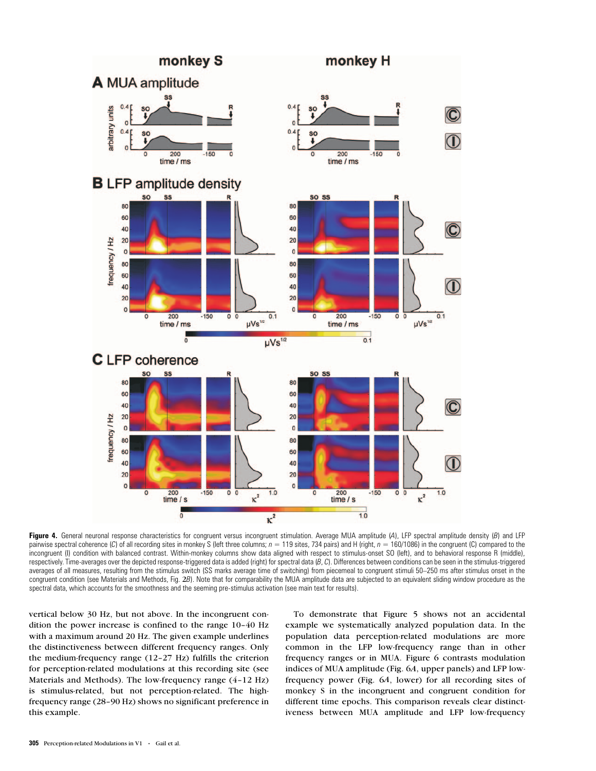**Figure 4.** General neuronal response characteristics for congruent versus incongruent stimulation. Average MUA amplitude (*A*), LFP spectral amplitude density (*B*) and LFP pairwise spectral coherence (*C*) of all recording sites in monkey S (left three columns; $n = 119$ sites, 734 pairs) and H (right, $n = 160/1086$) in the congruent (C) compared to the incongruent (I) condition with balanced contrast. Within-monkey columns show data aligned with respect to stimulus-onset SO (left), and to behavioral response R (middle), respectively. Time-averages over the depicted response-triggered data is added (right) for spectral data (*B*, *C*). Differences between conditions can be seen in the stimulus-triggered averages of all measures, resulting from the stimulus switch (SS marks average time of switching) from piecemeal to congruent stimuli 50–250 ms after stimulus onset in the congruent condition (see Materials and Methods, Fig. 2*B*). Note that for comparability the MUA amplitude data are subjected to an equivalent sliding window procedure as the spectral data, which accounts for the smoothness and the seeming pre-stimulus activation (see main text for results).

vertical below 30 Hz, but not above. In the incongruent condition the power increase is confined to the range 10–40 Hz with a maximum around 20 Hz. The given example underlines the distinctiveness between different frequency ranges. Only the medium-frequency range (12–27 Hz) fulfills the criterion for perception-related modulations at this recording site (see Materials and Methods). The low-frequency range (4–12 Hz) is stimulus-related, but not perception-related. The high-frequency range (28–90 Hz) shows no significant preference in this example.

To demonstrate that Figure 5 shows not an accidental example we systematically analyzed population data. In the population data perception-related modulations are more common in the LFP low-frequency range than in other frequency ranges or in MUA. Figure 6 contrasts modulation indices of MUA amplitude (Fig. 6*A*, upper panels) and LFP low-frequency power (Fig. 6*A*, lower) for all recording sites of monkey S in the incongruent and congruent condition for different time epochs. This comparison reveals clear distinctiveness between MUA amplitude and LFP low-frequency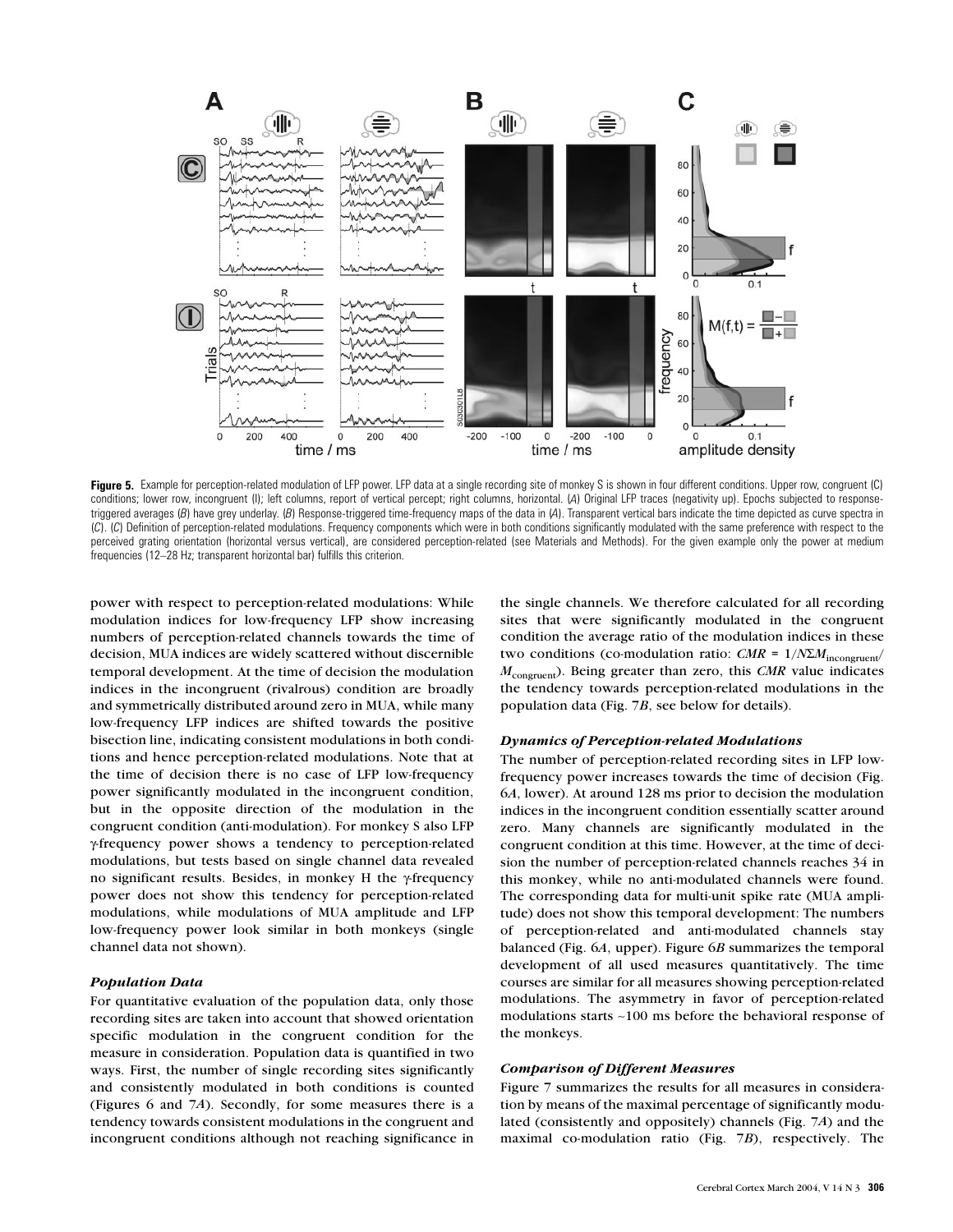**Figure 5.** Example for perception-related modulation of LFP power. LFP data at a single recording site of monkey S is shown in four different conditions. Upper row, congruent (C) conditions; lower row, incongruent (I); left columns, report of vertical percept; right columns, horizontal. (*A*) Original LFP traces (negativity up). Epochs subjected to response-triggered averages (*B*) have grey underlay. (*B*) Response-triggered time-frequency maps of the data in (*A*). Transparent vertical bars indicate the time depicted as curve spectra in (*C*). (*C*) Definition of perception-related modulations. Frequency components which were in both conditions significantly modulated with the same preference with respect to the perceived grating orientation (horizontal versus vertical), are considered perception-related (see Materials and Methods). For the given example only the power at medium frequencies (12–28 Hz; transparent horizontal bar) fulfills this criterion.

power with respect to perception-related modulations: While modulation indices for low-frequency LFP show increasing numbers of perception-related channels towards the time of decision, MUA indices are widely scattered without discernible temporal development. At the time of decision the modulation indices in the incongruent (rivalrous) condition are broadly and symmetrically distributed around zero in MUA, while many low-frequency LFP indices are shifted towards the positive bisection line, indicating consistent modulations in both conditions and hence perception-related modulations. Note that at the time of decision there is no case of LFP low-frequency power significantly modulated in the incongruent condition, but in the opposite direction of the modulation in the congruent condition (anti-modulation). For monkey S also LFP γ-frequency power shows a tendency to perception-related modulations, but tests based on single channel data revealed no significant results. Besides, in monkey H the γ-frequency power does not show this tendency for perception-related modulations, while modulations of MUA amplitude and LFP low-frequency power look similar in both monkeys (single channel data not shown).

### *Population Data*

For quantitative evaluation of the population data, only those recording sites are taken into account that showed orientation specific modulation in the congruent condition for the measure in consideration. Population data is quantified in two ways. First, the number of single recording sites significantly and consistently modulated in both conditions is counted (Figures 6 and 7*A*). Secondly, for some measures there is a tendency towards consistent modulations in the congruent and incongruent conditions although not reaching significance in the single channels. We therefore calculated for all recording sites that were significantly modulated in the congruent condition the average ratio of the modulation indices in these two conditions (co-modulation ratio: $CMR = 1/N\Sigma M_{\text{incongruent}}/M_{\text{congruent}}$). Being greater than zero, this *CMR* value indicates the tendency towards perception-related modulations in the population data (Fig. 7*B*, see below for details).

### *Dynamics of Perception-related Modulations*

The number of perception-related recording sites in LFP low-frequency power increases towards the time of decision (Fig. 6*A*, lower). At around 128 ms prior to decision the modulation indices in the incongruent condition essentially scatter around zero. Many channels are significantly modulated in the congruent condition at this time. However, at the time of decision the number of perception-related channels reaches 34 in this monkey, while no anti-modulated channels were found. The corresponding data for multi-unit spike rate (MUA amplitude) does not show this temporal development: The numbers of perception-related and anti-modulated channels stay balanced (Fig. 6*A*, upper). Figure 6*B* summarizes the temporal development of all used measures quantitatively. The time courses are similar for all measures showing perception-related modulations. The asymmetry in favor of perception-related modulations starts ~100 ms before the behavioral response of the monkeys.

### *Comparison of Different Measures*

Figure 7 summarizes the results for all measures in consideration by means of the maximal percentage of significantly modulated (consistently and oppositely) channels (Fig. 7*A*) and the maximal co-modulation ratio (Fig. 7*B*), respectively. The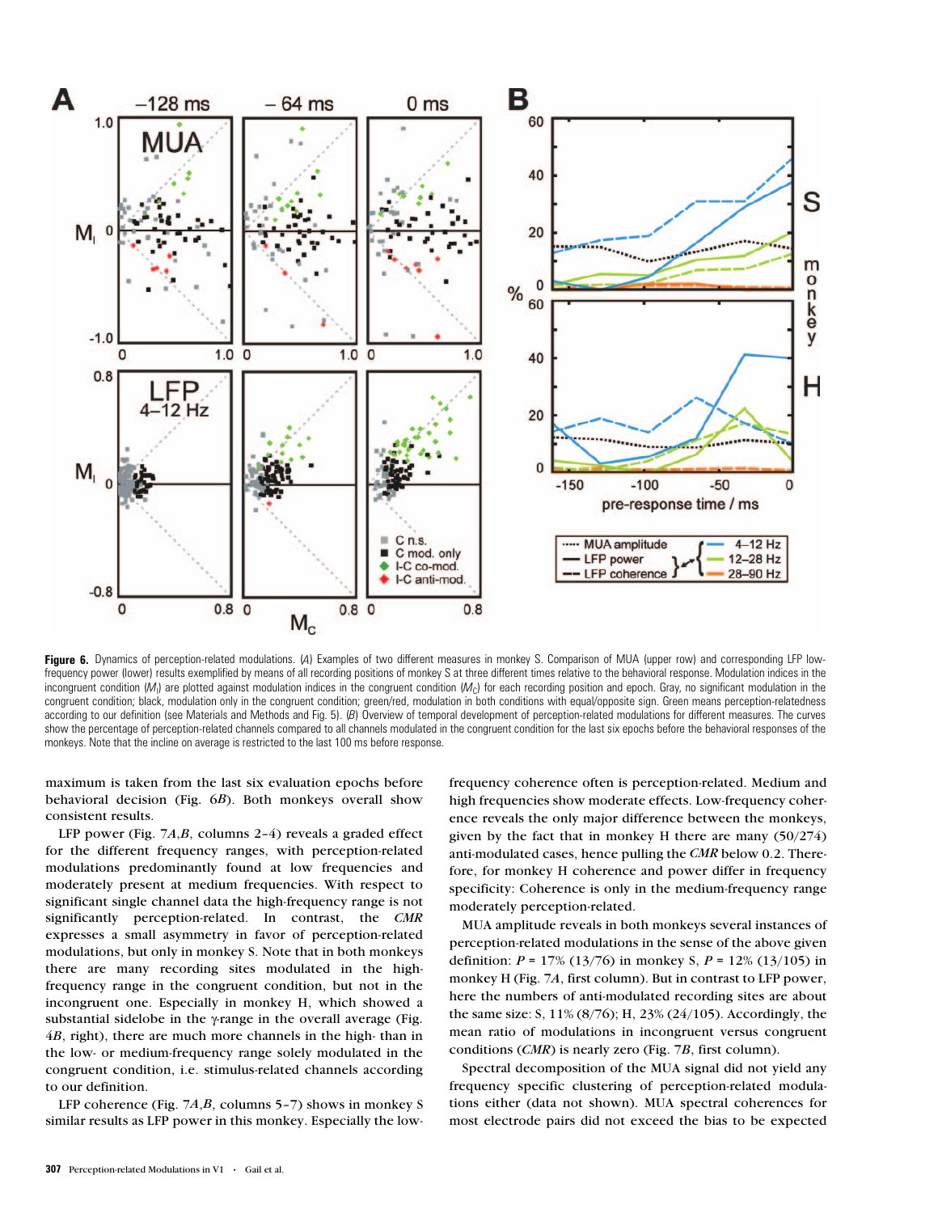**Figure 6.** Dynamics of perception-related modulations. (*A*) Examples of two different measures in monkey S. Comparison of MUA (upper row) and corresponding LFP low-frequency power (lower) results exemplified by means of all recording positions of monkey S at three different times relative to the behavioral response. Modulation indices in the incongruent condition ($M_I$) are plotted against modulation indices in the congruent condition ($M_C$) for each recording position and epoch. Gray, no significant modulation in the congruent condition; black, modulation only in the congruent condition; green/red, modulation in both conditions with equal/opposite sign. Green means perception-relatedness according to our definition (see Materials and Methods and Fig. 5). (*B*) Overview of temporal development of perception-related modulations for different measures. The curves show the percentage of perception-related channels compared to all channels modulated in the congruent condition for the last six epochs before the behavioral responses of the monkeys. Note that the incline on average is restricted to the last 100 ms before response.

maximum is taken from the last six evaluation epochs before behavioral decision (Fig. 6*B*). Both monkeys overall show consistent results.

LFP power (Fig. 7*A*,*B*, columns 2–4) reveals a graded effect for the different frequency ranges, with perception-related modulations predominantly found at low frequencies and moderately present at medium frequencies. With respect to significant single channel data the high-frequency range is not significantly perception-related. In contrast, the *CMR* expresses a small asymmetry in favor of perception-related modulations, but only in monkey S. Note that in both monkeys there are many recording sites modulated in the high-frequency range in the congruent condition, but not in the incongruent one. Especially in monkey H, which showed a substantial sidelobe in the γ-range in the overall average (Fig. 4*B*, right), there are much more channels in the high- than in the low- or medium-frequency range solely modulated in the congruent condition, i.e. stimulus-related channels according to our definition.

LFP coherence (Fig. 7*A*,*B*, columns 5–7) shows in monkey S similar results as LFP power in this monkey. Especially the low-frequency coherence often is perception-related. Medium and high frequencies show moderate effects. Low-frequency coherence reveals the only major difference between the monkeys, given by the fact that in monkey H there are many (50/274) anti-modulated cases, hence pulling the *CMR* below 0.2. Therefore, for monkey H coherence and power differ in frequency specificity: Coherence is only in the medium-frequency range moderately perception-related.

MUA amplitude reveals in both monkeys several instances of perception-related modulations in the sense of the above given definition: $P$ = 17% (13/76) in monkey S, $P$ = 12% (13/105) in monkey H (Fig. 7*A*, first column). But in contrast to LFP power, here the numbers of anti-modulated recording sites are about the same size: S, 11% (8/76); H, 23% (24/105). Accordingly, the mean ratio of modulations in incongruent versus congruent conditions (*CMR*) is nearly zero (Fig. 7*B*, first column).

Spectral decomposition of the MUA signal did not yield any frequency specific clustering of perception-related modulations either (data not shown). MUA spectral coherences for most electrode pairs did not exceed the bias to be expected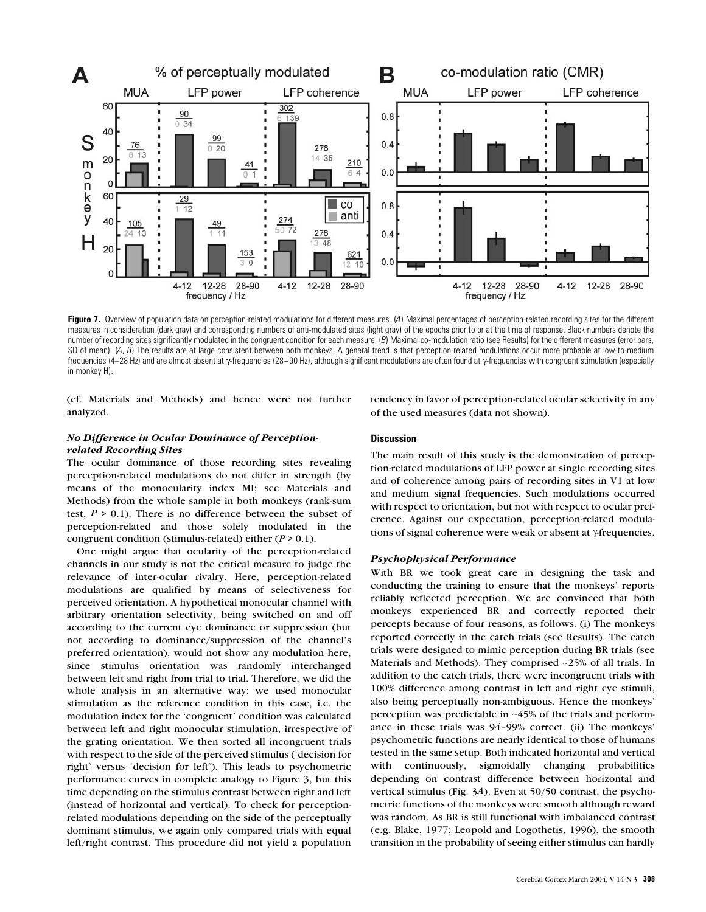**Figure 7.** Overview of population data on perception-related modulations for different measures. (*A*) Maximal percentages of perception-related recording sites for the different measures in consideration (dark gray) and corresponding numbers of anti-modulated sites (light gray) of the epochs prior to or at the time of response. Black numbers denote the number of recording sites significantly modulated in the congruent condition for each measure. (*B*) Maximal co-modulation ratio (see Results) for the different measures (error bars, SD of mean). (*A*, *B*) The results are at large consistent between both monkeys. A general trend is that perception-related modulations occur more probable at low-to-medium frequencies (4–28 Hz) and are almost absent at γ-frequencies (28–90 Hz), although significant modulations are often found at γ-frequencies with congruent stimulation (especially in monkey H).

(cf. Materials and Methods) and hence were not further analyzed.

### *No Difference in Ocular Dominance of Perception-related Recording Sites*

The ocular dominance of those recording sites revealing perception-related modulations do not differ in strength (by means of the monocularity index MI; see Materials and Methods) from the whole sample in both monkeys (rank-sum test, $P > 0.1$). There is no difference between the subset of perception-related and those solely modulated in the congruent condition (stimulus-related) either ($P > 0.1$).

One might argue that ocularity of the perception-related channels in our study is not the critical measure to judge the relevance of inter-ocular rivalry. Here, perception-related modulations are qualified by means of selectiveness for perceived orientation. A hypothetical monocular channel with arbitrary orientation selectivity, being switched on and off according to the current eye dominance or suppression (but not according to dominance/suppression of the channel's preferred orientation), would not show any modulation here, since stimulus orientation was randomly interchanged between left and right from trial to trial. Therefore, we did the whole analysis in an alternative way: we used monocular stimulation as the reference condition in this case, i.e. the modulation index for the 'congruent' condition was calculated between left and right monocular stimulation, irrespective of the grating orientation. We then sorted all incongruent trials with respect to the side of the perceived stimulus ('decision for right' versus 'decision for left'). This leads to psychometric performance curves in complete analogy to Figure 3, but this time depending on the stimulus contrast between right and left (instead of horizontal and vertical). To check for perception-related modulations depending on the side of the perceptually dominant stimulus, we again only compared trials with equal left/right contrast. This procedure did not yield a population tendency in favor of perception-related ocular selectivity in any of the used measures (data not shown).

## Discussion

The main result of this study is the demonstration of perception-related modulations of LFP power at single recording sites and of coherence among pairs of recording sites in V1 at low and medium signal frequencies. Such modulations occurred with respect to orientation, but not with respect to ocular preference. Against our expectation, perception-related modulations of signal coherence were weak or absent at γ-frequencies.

### *Psychophysical Performance*

With BR we took great care in designing the task and conducting the training to ensure that the monkeys' reports reliably reflected perception. We are convinced that both monkeys experienced BR and correctly reported their percepts because of four reasons, as follows. (i) The monkeys reported correctly in the catch trials (see Results). The catch trials were designed to mimic perception during BR trials (see Materials and Methods). They comprised ~25% of all trials. In addition to the catch trials, there were incongruent trials with 100% difference among contrast in left and right eye stimuli, also being perceptually non-ambiguous. Hence the monkeys' perception was predictable in ~45% of the trials and performance in these trials was 94–99% correct. (ii) The monkeys' psychometric functions are nearly identical to those of humans tested in the same setup. Both indicated horizontal and vertical with continuously, sigmoidally changing probabilities depending on contrast difference between horizontal and vertical stimulus (Fig. 3*A*). Even at 50/50 contrast, the psychometric functions of the monkeys were smooth although reward was random. As BR is still functional with imbalanced contrast (e.g. Blake, 1977; Leopold and Logothetis, 1996), the smooth transition in the probability of seeing either stimulus can hardly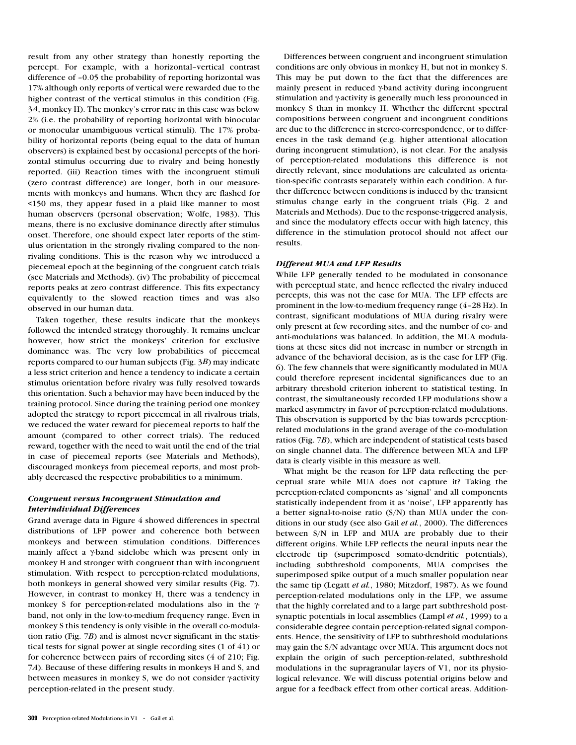result from any other strategy than honestly reporting the percept. For example, with a horizontal–vertical contrast difference of –0.05 the probability of reporting horizontal was 17% although only reports of vertical were rewarded due to the higher contrast of the vertical stimulus in this condition (Fig. 3*A*, monkey H). The monkey's error rate in this case was below 2% (i.e. the probability of reporting horizontal with binocular or monocular unambiguous vertical stimuli). The 17% probability of horizontal reports (being equal to the data of human observers) is explained best by occasional percepts of the horizontal stimulus occurring due to rivalry and being honestly reported. (iii) Reaction times with the incongruent stimuli (zero contrast difference) are longer, both in our measurements with monkeys and humans. When they are flashed for <150 ms, they appear fused in a plaid like manner to most human observers (personal observation; Wolfe, 1983). This means, there is no exclusive dominance directly after stimulus onset. Therefore, one should expect later reports of the stimulus orientation in the strongly rivaling compared to the non-rivaling conditions. This is the reason why we introduced a piecemeal epoch at the beginning of the congruent catch trials (see Materials and Methods). (iv) The probability of piecemeal reports peaks at zero contrast difference. This fits expectancy equivalently to the slowed reaction times and was also observed in our human data.

Taken together, these results indicate that the monkeys followed the intended strategy thoroughly. It remains unclear however, how strict the monkeys' criterion for exclusive dominance was. The very low probabilities of piecemeal reports compared to our human subjects (Fig. 3*B*) may indicate a less strict criterion and hence a tendency to indicate a certain stimulus orientation before rivalry was fully resolved towards this orientation. Such a behavior may have been induced by the training protocol. Since during the training period one monkey adopted the strategy to report piecemeal in all rivalrous trials, we reduced the water reward for piecemeal reports to half the amount (compared to other correct trials). The reduced reward, together with the need to wait until the end of the trial in case of piecemeal reports (see Materials and Methods), discouraged monkeys from piecemeal reports, and most probably decreased the respective probabilities to a minimum.

### *Congruent versus Incongruent Stimulation and Interindividual Differences*

Grand average data in Figure 4 showed differences in spectral distributions of LFP power and coherence both between monkeys and between stimulation conditions. Differences mainly affect a γ-band sidelobe which was present only in monkey H and stronger with congruent than with incongruent stimulation. With respect to perception-related modulations, both monkeys in general showed very similar results (Fig. 7). However, in contrast to monkey H, there was a tendency in monkey S for perception-related modulations also in the γ-band, not only in the low-to-medium frequency range. Even in monkey S this tendency is only visible in the overall co-modulation ratio (Fig. 7*B*) and is almost never significant in the statistical tests for signal power at single recording sites (1 of 41) or for coherence between pairs of recording sites (4 of 210; Fig. 7*A*). Because of these differing results in monkeys H and S, and between measures in monkey S, we do not consider γ-activity perception-related in the present study.

Differences between congruent and incongruent stimulation conditions are only obvious in monkey H, but not in monkey S. This may be put down to the fact that the differences are mainly present in reduced γ-band activity during incongruent stimulation and γ-activity is generally much less pronounced in monkey S than in monkey H. Whether the different spectral compositions between congruent and incongruent conditions are due to the difference in stereo-correspondence, or to differences in the task demand (e.g. higher attentional allocation during incongruent stimulation), is not clear. For the analysis of perception-related modulations this difference is not directly relevant, since modulations are calculated as orientation-specific contrasts separately within each condition. A further difference between conditions is induced by the transient stimulus change early in the congruent trials (Fig. 2 and Materials and Methods). Due to the response-triggered analysis, and since the modulatory effects occur with high latency, this difference in the stimulation protocol should not affect our results.

### *Different MUA and LFP Results*

While LFP generally tended to be modulated in consonance with perceptual state, and hence reflected the rivalry induced percepts, this was not the case for MUA. The LFP effects are prominent in the low-to-medium frequency range (4–28 Hz). In contrast, significant modulations of MUA during rivalry were only present at few recording sites, and the number of co- and anti-modulations was balanced. In addition, the MUA modulations at these sites did not increase in number or strength in advance of the behavioral decision, as is the case for LFP (Fig. 6). The few channels that were significantly modulated in MUA could therefore represent incidental significances due to an arbitrary threshold criterion inherent to statistical testing. In contrast, the simultaneously recorded LFP modulations show a marked asymmetry in favor of perception-related modulations. This observation is supported by the bias towards perception-related modulations in the grand average of the co-modulation ratios (Fig. 7*B*), which are independent of statistical tests based on single channel data. The difference between MUA and LFP data is clearly visible in this measure as well.

What might be the reason for LFP data reflecting the perceptual state while MUA does not capture it? Taking the perception-related components as 'signal' and all components statistically independent from it as 'noise', LFP apparently has a better signal-to-noise ratio (S/N) than MUA under the conditions in our study (see also Gail *et al.*, 2000). The differences between S/N in LFP and MUA are probably due to their different origins. While LFP reflects the neural inputs near the electrode tip (superimposed somato-dendritic potentials), including subthreshold components, MUA comprises the superimposed spike output of a much smaller population near the same tip (Legatt *et al.*, 1980; Mitzdorf, 1987). As we found perception-related modulations only in the LFP, we assume that the highly correlated and to a large part subthreshold postsynaptic potentials in local assemblies (Lampl *et al.*, 1999) to a considerable degree contain perception-related signal components. Hence, the sensitivity of LFP to subthreshold modulations may gain the S/N advantage over MUA. This argument does not explain the origin of such perception-related, subthreshold modulations in the supragranular layers of V1, nor its physiological relevance. We will discuss potential origins below and argue for a feedback effect from other cortical areas. Addition-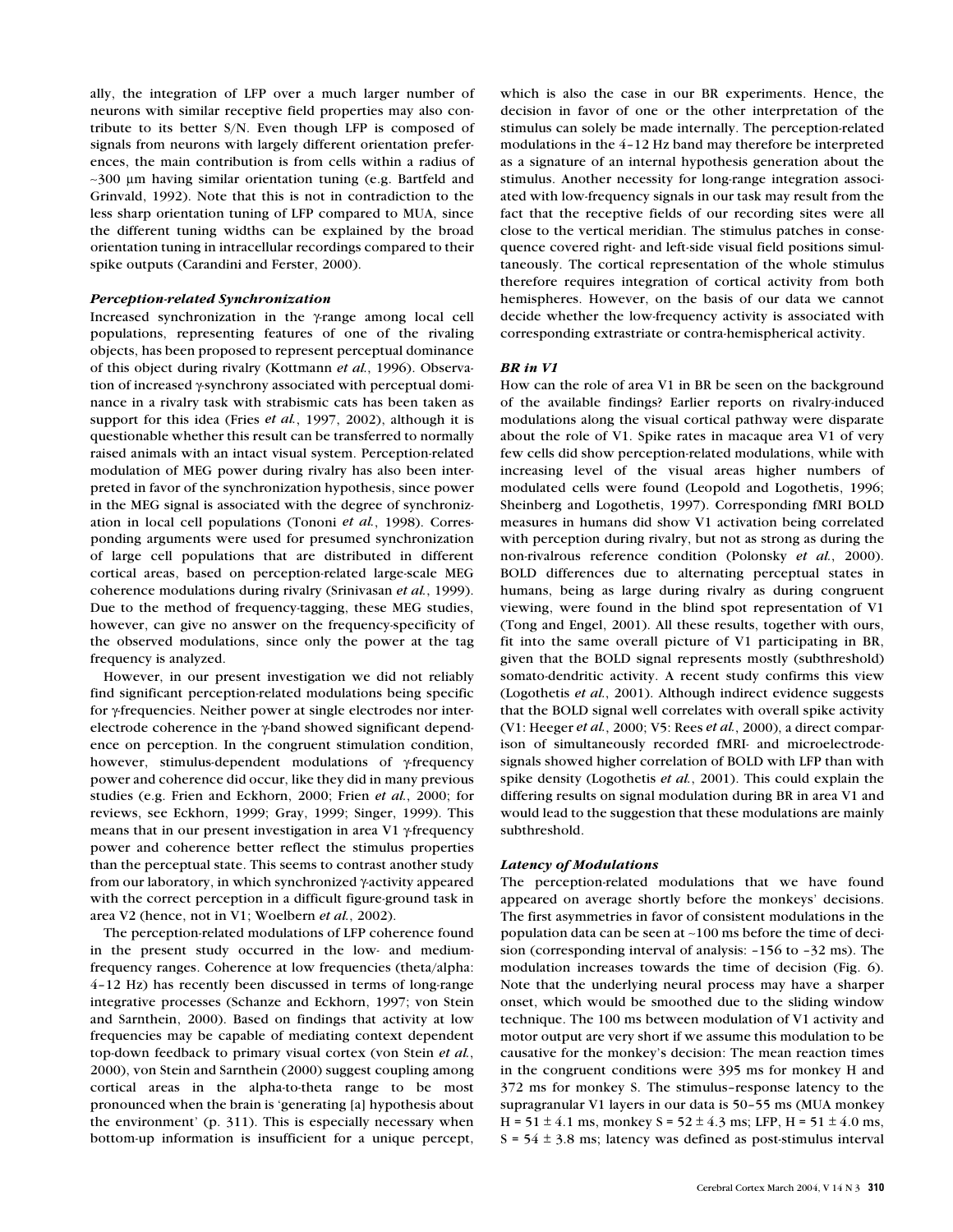ally, the integration of LFP over a much larger number of neurons with similar receptive field properties may also contribute to its better S/N. Even though LFP is composed of signals from neurons with largely different orientation preferences, the main contribution is from cells within a radius of ~300 μm having similar orientation tuning (e.g. Bartfeld and Grinvald, 1992). Note that this is not in contradiction to the less sharp orientation tuning of LFP compared to MUA, since the different tuning widths can be explained by the broad orientation tuning in intracellular recordings compared to their spike outputs (Carandini and Ferster, 2000).

### *Perception-related Synchronization*

Increased synchronization in the γ-range among local cell populations, representing features of one of the rivaling objects, has been proposed to represent perceptual dominance of this object during rivalry (Kottmann *et al.*, 1996). Observation of increased γ-synchrony associated with perceptual dominance in a rivalry task with strabismic cats has been taken as support for this idea (Fries *et al.*, 1997, 2002), although it is questionable whether this result can be transferred to normally raised animals with an intact visual system. Perception-related modulation of MEG power during rivalry has also been interpreted in favor of the synchronization hypothesis, since power in the MEG signal is associated with the degree of synchronization in local cell populations (Tononi *et al.*, 1998). Corresponding arguments were used for presumed synchronization of large cell populations that are distributed in different cortical areas, based on perception-related large-scale MEG coherence modulations during rivalry (Srinivasan *et al.*, 1999). Due to the method of frequency-tagging, these MEG studies, however, can give no answer on the frequency-specificity of the observed modulations, since only the power at the tag frequency is analyzed.

However, in our present investigation we did not reliably find significant perception-related modulations being specific for γ-frequencies. Neither power at single electrodes nor inter-electrode coherence in the γ-band showed significant dependence on perception. In the congruent stimulation condition, however, stimulus-dependent modulations of γ-frequency power and coherence did occur, like they did in many previous studies (e.g. Frien and Eckhorn, 2000; Frien *et al.*, 2000; for reviews, see Eckhorn, 1999; Gray, 1999; Singer, 1999). This means that in our present investigation in area V1 γ-frequency power and coherence better reflect the stimulus properties than the perceptual state. This seems to contrast another study from our laboratory, in which synchronized γ-activity appeared with the correct perception in a difficult figure-ground task in area V2 (hence, not in V1; Woelbern *et al.*, 2002).

The perception-related modulations of LFP coherence found in the present study occurred in the low- and medium-frequency ranges. Coherence at low frequencies (theta/alpha: 4–12 Hz) has recently been discussed in terms of long-range integrative processes (Schanze and Eckhorn, 1997; von Stein and Sarnthein, 2000). Based on findings that activity at low frequencies may be capable of mediating context dependent top-down feedback to primary visual cortex (von Stein *et al.*, 2000), von Stein and Sarnthein (2000) suggest coupling among cortical areas in the alpha-to-theta range to be most pronounced when the brain is 'generating [a] hypothesis about the environment' (p. 311). This is especially necessary when bottom-up information is insufficient for a unique percept, which is also the case in our BR experiments. Hence, the decision in favor of one or the other interpretation of the stimulus can solely be made internally. The perception-related modulations in the 4–12 Hz band may therefore be interpreted as a signature of an internal hypothesis generation about the stimulus. Another necessity for long-range integration associated with low-frequency signals in our task may result from the fact that the receptive fields of our recording sites were all close to the vertical meridian. The stimulus patches in consequence covered right- and left-side visual field positions simultaneously. The cortical representation of the whole stimulus therefore requires integration of cortical activity from both hemispheres. However, on the basis of our data we cannot decide whether the low-frequency activity is associated with corresponding extrastriate or contra-hemispherical activity.

### *BR in V1*

How can the role of area V1 in BR be seen on the background of the available findings? Earlier reports on rivalry-induced modulations along the visual cortical pathway were disparate about the role of V1. Spike rates in macaque area V1 of very few cells did show perception-related modulations, while with increasing level of the visual areas higher numbers of modulated cells were found (Leopold and Logothetis, 1996; Sheinberg and Logothetis, 1997). Corresponding fMRI BOLD measures in humans did show V1 activation being correlated with perception during rivalry, but not as strong as during the non-rivalrous reference condition (Polonsky *et al.*, 2000). BOLD differences due to alternating perceptual states in humans, being as large during rivalry as during congruent viewing, were found in the blind spot representation of V1 (Tong and Engel, 2001). All these results, together with ours, fit into the same overall picture of V1 participating in BR, given that the BOLD signal represents mostly (subthreshold) somato-dendritic activity. A recent study confirms this view (Logothetis *et al.*, 2001). Although indirect evidence suggests that the BOLD signal well correlates with overall spike activity (V1: Heeger *et al.*, 2000; V5: Rees *et al.*, 2000), a direct comparison of simultaneously recorded fMRI- and microelectrode-signals showed higher correlation of BOLD with LFP than with spike density (Logothetis *et al.*, 2001). This could explain the differing results on signal modulation during BR in area V1 and would lead to the suggestion that these modulations are mainly subthreshold.

### *Latency of Modulations*

The perception-related modulations that we have found appeared on average shortly before the monkeys' decisions. The first asymmetries in favor of consistent modulations in the population data can be seen at ~100 ms before the time of decision (corresponding interval of analysis: –156 to –32 ms). The modulation increases towards the time of decision (Fig. 6). Note that the underlying neural process may have a sharper onset, which would be smoothed due to the sliding window technique. The 100 ms between modulation of V1 activity and motor output are very short if we assume this modulation to be causative for the monkey's decision: The mean reaction times in the congruent conditions were 395 ms for monkey H and 372 ms for monkey S. The stimulus–response latency to the supragranular V1 layers in our data is 50–55 ms (MUA monkey H = 51 ± 4.1 ms, monkey S = 52 ± 4.3 ms; LFP, H = 51 ± 4.0 ms, S = 54 ± 3.8 ms; latency was defined as post-stimulus interval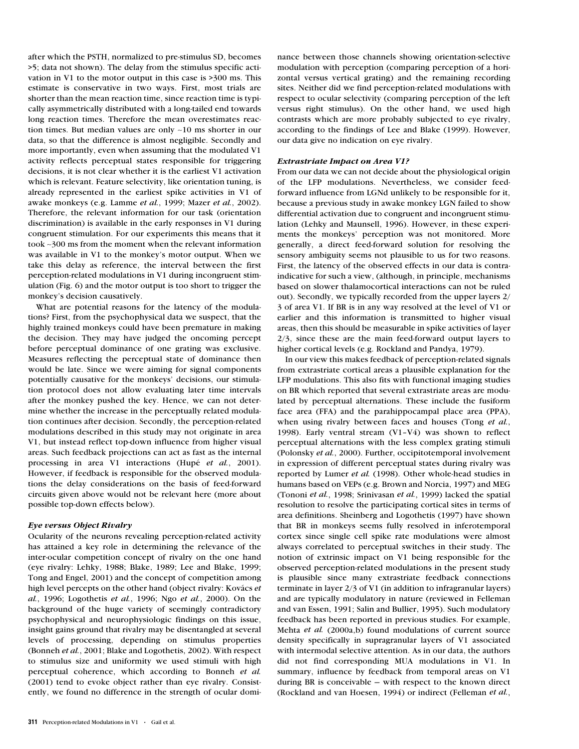after which the PSTH, normalized to pre-stimulus SD, becomes >5; data not shown). The delay from the stimulus specific activation in V1 to the motor output in this case is >300 ms. This estimate is conservative in two ways. First, most trials are shorter than the mean reaction time, since reaction time is typically asymmetrically distributed with a long-tailed end towards long reaction times. Therefore the mean overestimates reaction times. But median values are only ~10 ms shorter in our data, so that the difference is almost negligible. Secondly and more importantly, even when assuming that the modulated V1 activity reflects perceptual states responsible for triggering decisions, it is not clear whether it is the earliest V1 activation which is relevant. Feature selectivity, like orientation tuning, is already represented in the earliest spike activities in V1 of awake monkeys (e.g. Lamme *et al.*, 1999; Mazer *et al.*, 2002). Therefore, the relevant information for our task (orientation discrimination) is available in the early responses in V1 during congruent stimulation. For our experiments this means that it took ~300 ms from the moment when the relevant information was available in V1 to the monkey's motor output. When we take this delay as reference, the interval between the first perception-related modulations in V1 during incongruent stimulation (Fig. 6) and the motor output is too short to trigger the monkey's decision causatively.

What are potential reasons for the latency of the modulations? First, from the psychophysical data we suspect, that the highly trained monkeys could have been premature in making the decision. They may have judged the oncoming percept before perceptual dominance of one grating was exclusive. Measures reflecting the perceptual state of dominance then would be late. Since we were aiming for signal components potentially causative for the monkeys' decisions, our stimulation protocol does not allow evaluating later time intervals after the monkey pushed the key. Hence, we can not determine whether the increase in the perceptually related modulation continues after decision. Secondly, the perception-related modulations described in this study may not originate in area V1, but instead reflect top-down influence from higher visual areas. Such feedback projections can act as fast as the internal processing in area V1 interactions (Hupé *et al.*, 2001). However, if feedback is responsible for the observed modulations the delay considerations on the basis of feed-forward circuits given above would not be relevant here (more about possible top-down effects below).

### *Eye versus Object Rivalry*

Ocularity of the neurons revealing perception-related activity has attained a key role in determining the relevance of the inter-ocular competition concept of rivalry on the one hand (eye rivalry: Lehky, 1988; Blake, 1989; Lee and Blake, 1999; Tong and Engel, 2001) and the concept of competition among high level percepts on the other hand (object rivalry: Kovács *et al.*, 1996; Logothetis *et al.*, 1996; Ngo *et al.*, 2000). On the background of the huge variety of seemingly contradictory psychophysical and neurophysiologic findings on this issue, insight gains ground that rivalry may be disentangled at several levels of processing, depending on stimulus properties (Bonneh *et al.*, 2001; Blake and Logothetis, 2002). With respect to stimulus size and uniformity we used stimuli with high perceptual coherence, which according to Bonneh *et al.* (2001) tend to evoke object rather than eye rivalry. Consistently, we found no difference in the strength of ocular dominance between those channels showing orientation-selective modulation with perception (comparing perception of a horizontal versus vertical grating) and the remaining recording sites. Neither did we find perception-related modulations with respect to ocular selectivity (comparing perception of the left versus right stimulus). On the other hand, we used high contrasts which are more probably subjected to eye rivalry, according to the findings of Lee and Blake (1999). However, our data give no indication on eye rivalry.

### *Extrastriate Impact on Area V1?*

From our data we can not decide about the physiological origin of the LFP modulations. Nevertheless, we consider feed-forward influence from LGNd unlikely to be responsible for it, because a previous study in awake monkey LGN failed to show differential activation due to congruent and incongruent stimulation (Lehky and Maunsell, 1996). However, in these experiments the monkeys' perception was not monitored. More generally, a direct feed-forward solution for resolving the sensory ambiguity seems not plausible to us for two reasons. First, the latency of the observed effects in our data is contra-indicative for such a view, (although, in principle, mechanisms based on slower thalamocortical interactions can not be ruled out). Secondly, we typically recorded from the upper layers 2/3 of area V1. If BR is in any way resolved at the level of V1 or earlier and this information is transmitted to higher visual areas, then this should be measurable in spike activities of layer 2/3, since these are the main feed-forward output layers to higher cortical levels (e.g. Rockland and Pandya, 1979).

In our view this makes feedback of perception-related signals from extrastriate cortical areas a plausible explanation for the LFP modulations. This also fits with functional imaging studies on BR which reported that several extrastriate areas are modulated by perceptual alternations. These include the fusiform face area (FFA) and the parahippocampal place area (PPA), when using rivalry between faces and houses (Tong *et al.*, 1998). Early ventral stream (V1–V4) was shown to reflect perceptual alternations with the less complex grating stimuli (Polonsky *et al.*, 2000). Further, occipitotemporal involvement in expression of different perceptual states during rivalry was reported by Lumer *et al.* (1998). Other whole-head studies in humans based on VEPs (e.g. Brown and Norcia, 1997) and MEG (Tononi *et al.*, 1998; Srinivasan *et al.*, 1999) lacked the spatial resolution to resolve the participating cortical sites in terms of area definitions. Sheinberg and Logothetis (1997) have shown that BR in monkeys seems fully resolved in inferotemporal cortex since single cell spike rate modulations were almost always correlated to perceptual switches in their study. The notion of extrinsic impact on V1 being responsible for the observed perception-related modulations in the present study is plausible since many extrastriate feedback connections terminate in layer 2/3 of V1 (in addition to infragranular layers) and are typically modulatory in nature (reviewed in Felleman and van Essen, 1991; Salin and Bullier, 1995). Such modulatory feedback has been reported in previous studies. For example, Mehta *et al.* (2000a,b) found modulations of current source density specifically in supragranular layers of V1 associated with intermodal selective attention. As in our data, the authors did not find corresponding MUA modulations in V1. In summary, influence by feedback from temporal areas on V1 during BR is conceivable — with respect to the known direct (Rockland and van Hoesen, 1994) or indirect (Felleman *et al.*,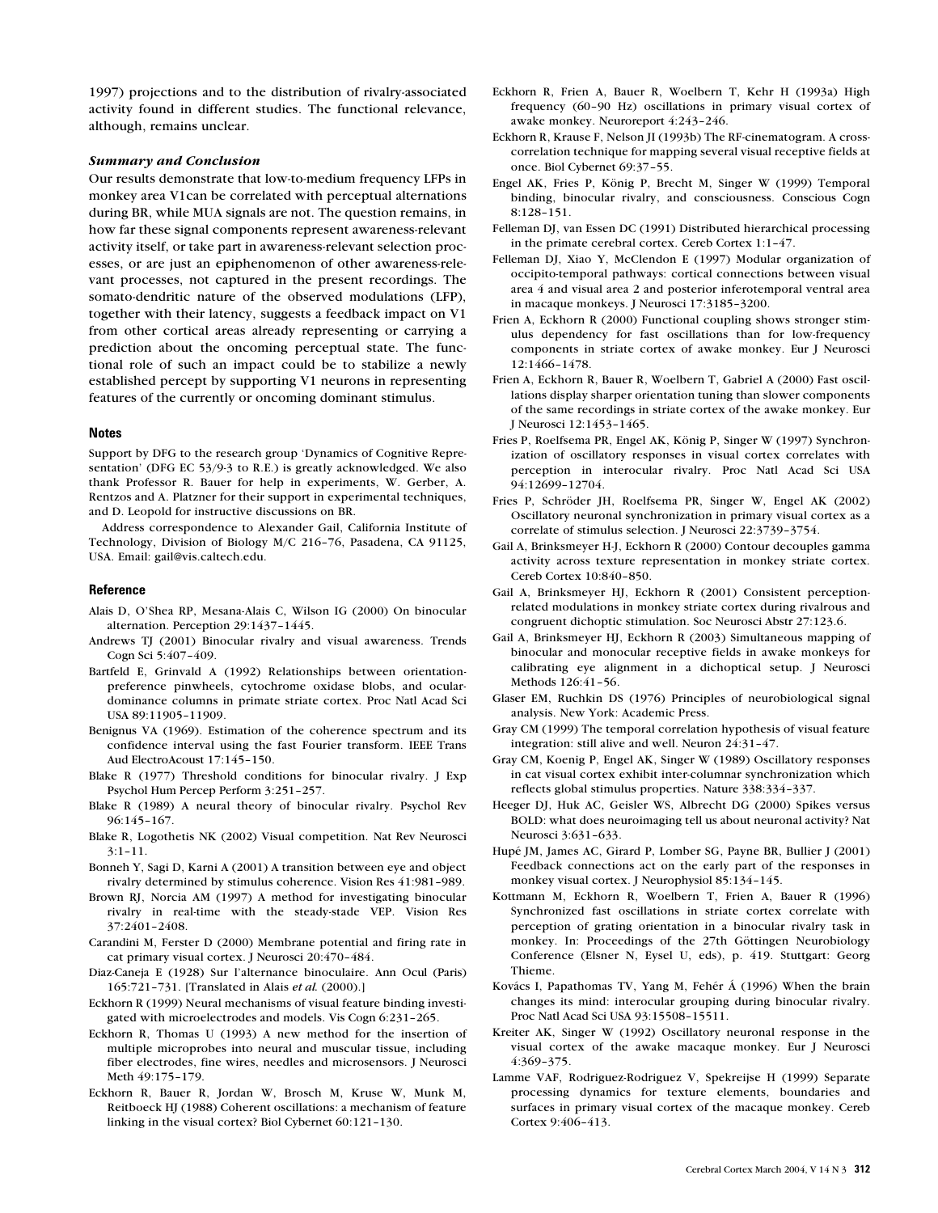1997) projections and to the distribution of rivalry-associated activity found in different studies. The functional relevance, although, remains unclear.

### *Summary and Conclusion*

Our results demonstrate that low-to-medium frequency LFPs in monkey area V1can be correlated with perceptual alternations during BR, while MUA signals are not. The question remains, in how far these signal components represent awareness-relevant activity itself, or take part in awareness-relevant selection processes, or are just an epiphenomenon of other awareness-relevant processes, not captured in the present recordings. The somato-dendritic nature of the observed modulations (LFP), together with their latency, suggests a feedback impact on V1 from other cortical areas already representing or carrying a prediction about the oncoming perceptual state. The functional role of such an impact could be to stabilize a newly established percept by supporting V1 neurons in representing features of the currently or oncoming dominant stimulus.

## Notes

Support by DFG to the research group 'Dynamics of Cognitive Representation' (DFG EC 53/9-3 to R.E.) is greatly acknowledged. We also thank Professor R. Bauer for help in experiments, W. Gerber, A. Rentzos and A. Platzner for their support in experimental techniques, and D. Leopold for instructive discussions on BR.

Address correspondence to Alexander Gail, California Institute of Technology, Division of Biology M/C 216–76, Pasadena, CA 91125, USA. Email: gail@vis.caltech.edu.

## Reference

Alais D, O'Shea RP, Mesana-Alais C, Wilson IG (2000) On binocular alternation. Perception 29:1437–1445.

Andrews TJ (2001) Binocular rivalry and visual awareness. Trends Cogn Sci 5:407–409.

Bartfeld E, Grinvald A (1992) Relationships between orientation-preference pinwheels, cytochrome oxidase blobs, and ocular-dominance columns in primate striate cortex. Proc Natl Acad Sci USA 89:11905–11909.

Benignus VA (1969). Estimation of the coherence spectrum and its confidence interval using the fast Fourier transform. IEEE Trans Aud ElectroAcoust 17:145–150.

Blake R (1977) Threshold conditions for binocular rivalry. J Exp Psychol Hum Percep Perform 3:251–257.

Blake R (1989) A neural theory of binocular rivalry. Psychol Rev 96:145–167.

Blake R, Logothetis NK (2002) Visual competition. Nat Rev Neurosci 3:1–11.

Bonneh Y, Sagi D, Karni A (2001) A transition between eye and object rivalry determined by stimulus coherence. Vision Res 41:981–989.

Brown RJ, Norcia AM (1997) A method for investigating binocular rivalry in real-time with the steady-stade VEP. Vision Res 37:2401–2408.

Carandini M, Ferster D (2000) Membrane potential and firing rate in cat primary visual cortex. J Neurosci 20:470–484.

Diaz-Caneja E (1928) Sur l'alternance binoculaire. Ann Ocul (Paris) 165:721–731. [Translated in Alais *et al.* (2000).]

Eckhorn R (1999) Neural mechanisms of visual feature binding investigated with microelectrodes and models. Vis Cogn 6:231–265.

Eckhorn R, Thomas U (1993) A new method for the insertion of multiple microprobes into neural and muscular tissue, including fiber electrodes, fine wires, needles and microsensors. J Neurosci Meth 49:175–179.

Eckhorn R, Bauer R, Jordan W, Brosch M, Kruse W, Munk M, Reitboeck HJ (1988) Coherent oscillations: a mechanism of feature linking in the visual cortex? Biol Cybernet 60:121–130.

Eckhorn R, Frien A, Bauer R, Woelbern T, Kehr H (1993a) High frequency (60–90 Hz) oscillations in primary visual cortex of awake monkey. Neuroreport 4:243–246.

Eckhorn R, Krause F, Nelson JI (1993b) The RF-cinematogram. A cross-correlation technique for mapping several visual receptive fields at once. Biol Cybernet 69:37–55.

Engel AK, Fries P, König P, Brecht M, Singer W (1999) Temporal binding, binocular rivalry, and consciousness. Conscious Cogn 8:128–151.

Felleman DJ, van Essen DC (1991) Distributed hierarchical processing in the primate cerebral cortex. Cereb Cortex 1:1–47.

Felleman DJ, Xiao Y, McClendon E (1997) Modular organization of occipito-temporal pathways: cortical connections between visual area 4 and visual area 2 and posterior inferotemporal ventral area in macaque monkeys. J Neurosci 17:3185–3200.

Frien A, Eckhorn R (2000) Functional coupling shows stronger stimulus dependency for fast oscillations than for low-frequency components in striate cortex of awake monkey. Eur J Neurosci 12:1466–1478.

Frien A, Eckhorn R, Bauer R, Woelbern T, Gabriel A (2000) Fast oscillations display sharper orientation tuning than slower components of the same recordings in striate cortex of the awake monkey. Eur J Neurosci 12:1453–1465.

Fries P, Roelfsema PR, Engel AK, König P, Singer W (1997) Synchronization of oscillatory responses in visual cortex correlates with perception in interocular rivalry. Proc Natl Acad Sci USA 94:12699–12704.

Fries P, Schröder JH, Roelfsema PR, Singer W, Engel AK (2002) Oscillatory neuronal synchronization in primary visual cortex as a correlate of stimulus selection. J Neurosci 22:3739–3754.

Gail A, Brinksmeyer H-J, Eckhorn R (2000) Contour decouples gamma activity across texture representation in monkey striate cortex. Cereb Cortex 10:840–850.

Gail A, Brinksmeyer HJ, Eckhorn R (2001) Consistent perception-related modulations in monkey striate cortex during rivalrous and congruent dichoptic stimulation. Soc Neurosci Abstr 27:123.6.

Gail A, Brinksmeyer HJ, Eckhorn R (2003) Simultaneous mapping of binocular and monocular receptive fields in awake monkeys for calibrating eye alignment in a dichoptical setup. J Neurosci Methods 126:41–56.

Glaser EM, Ruchkin DS (1976) Principles of neurobiological signal analysis. New York: Academic Press.

Gray CM (1999) The temporal correlation hypothesis of visual feature integration: still alive and well. Neuron 24:31–47.

Gray CM, Koenig P, Engel AK, Singer W (1989) Oscillatory responses in cat visual cortex exhibit inter-columnar synchronization which reflects global stimulus properties. Nature 338:334–337.

Heeger DJ, Huk AC, Geisler WS, Albrecht DG (2000) Spikes versus BOLD: what does neuroimaging tell us about neuronal activity? Nat Neurosci 3:631–633.

Hupé JM, James AC, Girard P, Lomber SG, Payne BR, Bullier J (2001) Feedback connections act on the early part of the responses in monkey visual cortex. J Neurophysiol 85:134–145.

Kottmann M, Eckhorn R, Woelbern T, Frien A, Bauer R (1996) Synchronized fast oscillations in striate cortex correlate with perception of grating orientation in a binocular rivalry task in monkey. In: Proceedings of the 27th Göttingen Neurobiology Conference (Elsner N, Eysel U, eds), p. 419. Stuttgart: Georg Thieme.

Kovács I, Papathomas TV, Yang M, Fehér Á (1996) When the brain changes its mind: interocular grouping during binocular rivalry. Proc Natl Acad Sci USA 93:15508–15511.

Kreiter AK, Singer W (1992) Oscillatory neuronal response in the visual cortex of the awake macaque monkey. Eur J Neurosci 4:369–375.

Lamme VAF, Rodriguez-Rodriguez V, Spekreijse H (1999) Separate processing dynamics for texture elements, boundaries and surfaces in primary visual cortex of the macaque monkey. Cereb Cortex 9:406–413.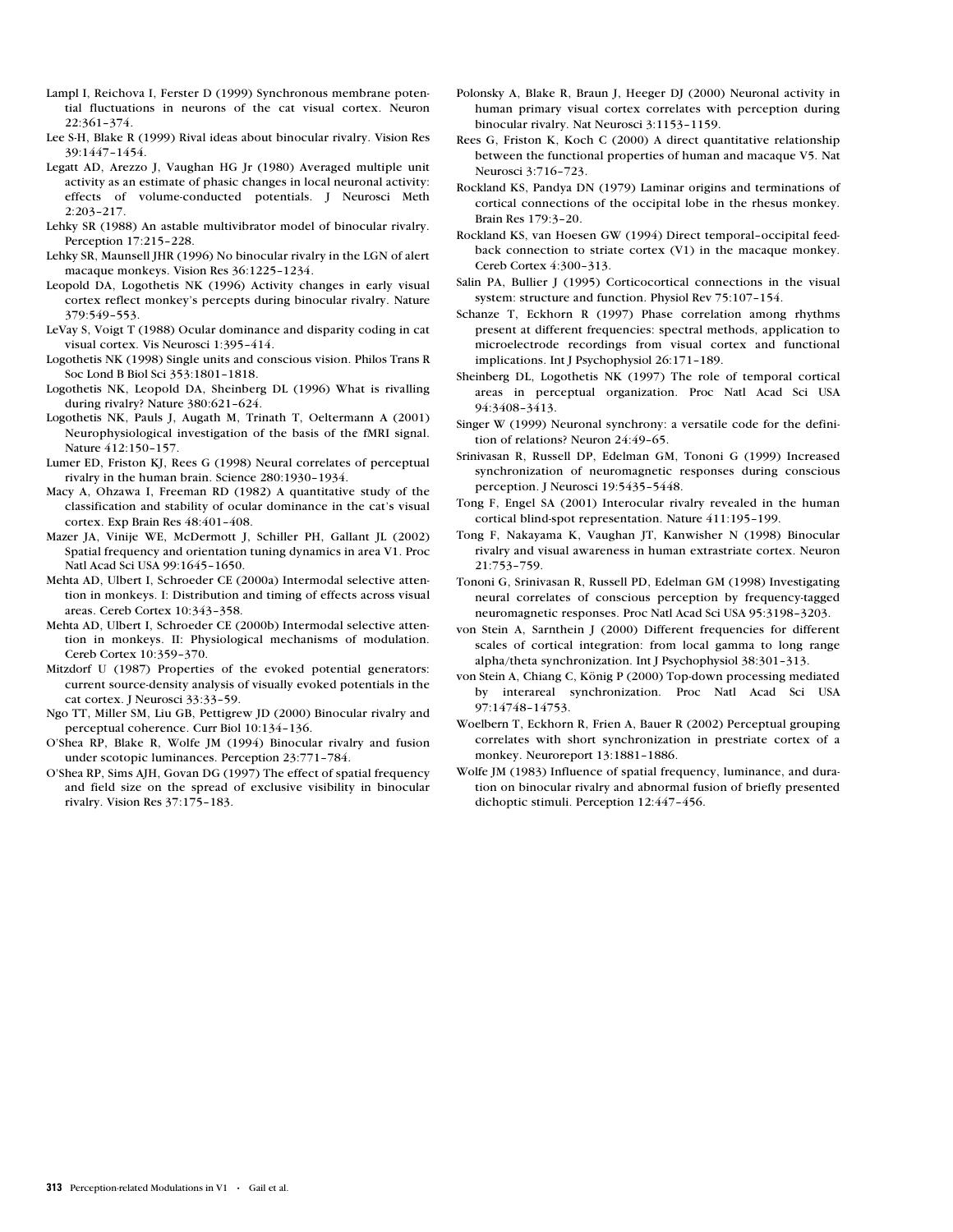Lampl I, Reichova I, Ferster D (1999) Synchronous membrane potential fluctuations in neurons of the cat visual cortex. Neuron 22:361–374.

Lee S-H, Blake R (1999) Rival ideas about binocular rivalry. Vision Res 39:1447–1454.

Legatt AD, Arezzo J, Vaughan HG Jr (1980) Averaged multiple unit activity as an estimate of phasic changes in local neuronal activity: effects of volume-conducted potentials. J Neurosci Meth 2:203–217.

Lehky SR (1988) An astable multivibrator model of binocular rivalry. Perception 17:215–228.

Lehky SR, Maunsell JHR (1996) No binocular rivalry in the LGN of alert macaque monkeys. Vision Res 36:1225–1234.

Leopold DA, Logothetis NK (1996) Activity changes in early visual cortex reflect monkey's percepts during binocular rivalry. Nature 379:549–553.

LeVay S, Voigt T (1988) Ocular dominance and disparity coding in cat visual cortex. Vis Neurosci 1:395–414.

Logothetis NK (1998) Single units and conscious vision. Philos Trans R Soc Lond B Biol Sci 353:1801–1818.

Logothetis NK, Leopold DA, Sheinberg DL (1996) What is rivalling during rivalry? Nature 380:621–624.

Logothetis NK, Pauls J, Augath M, Trinath T, Oeltermann A (2001) Neurophysiological investigation of the basis of the fMRI signal. Nature 412:150–157.

Lumer ED, Friston KJ, Rees G (1998) Neural correlates of perceptual rivalry in the human brain. Science 280:1930–1934.

Macy A, Ohzawa I, Freeman RD (1982) A quantitative study of the classification and stability of ocular dominance in the cat's visual cortex. Exp Brain Res 48:401–408.

Mazer JA, Vinije WE, McDermott J, Schiller PH, Gallant JL (2002) Spatial frequency and orientation tuning dynamics in area V1. Proc Natl Acad Sci USA 99:1645–1650.

Mehta AD, Ulbert I, Schroeder CE (2000a) Intermodal selective attention in monkeys. I: Distribution and timing of effects across visual areas. Cereb Cortex 10:343–358.

Mehta AD, Ulbert I, Schroeder CE (2000b) Intermodal selective attention in monkeys. II: Physiological mechanisms of modulation. Cereb Cortex 10:359–370.

Mitzdorf U (1987) Properties of the evoked potential generators: current source-density analysis of visually evoked potentials in the cat cortex. J Neurosci 33:33–59.

Ngo TT, Miller SM, Liu GB, Pettigrew JD (2000) Binocular rivalry and perceptual coherence. Curr Biol 10:134–136.

O'Shea RP, Blake R, Wolfe JM (1994) Binocular rivalry and fusion under scotopic luminances. Perception 23:771–784.

O'Shea RP, Sims AJH, Govan DG (1997) The effect of spatial frequency and field size on the spread of exclusive visibility in binocular rivalry. Vision Res 37:175–183.

Polonsky A, Blake R, Braun J, Heeger DJ (2000) Neuronal activity in human primary visual cortex correlates with perception during binocular rivalry. Nat Neurosci 3:1153–1159.

Rees G, Friston K, Koch C (2000) A direct quantitative relationship between the functional properties of human and macaque V5. Nat Neurosci 3:716–723.

Rockland KS, Pandya DN (1979) Laminar origins and terminations of cortical connections of the occipital lobe in the rhesus monkey. Brain Res 179:3–20.

Rockland KS, van Hoesen GW (1994) Direct temporal–occipital feedback connection to striate cortex (V1) in the macaque monkey. Cereb Cortex 4:300–313.

Salin PA, Bullier J (1995) Corticocortical connections in the visual system: structure and function. Physiol Rev 75:107–154.

Schanze T, Eckhorn R (1997) Phase correlation among rhythms present at different frequencies: spectral methods, application to microelectrode recordings from visual cortex and functional implications. Int J Psychophysiol 26:171–189.

Sheinberg DL, Logothetis NK (1997) The role of temporal cortical areas in perceptual organization. Proc Natl Acad Sci USA 94:3408–3413.

Singer W (1999) Neuronal synchrony: a versatile code for the definition of relations? Neuron 24:49–65.

Srinivasan R, Russell DP, Edelman GM, Tononi G (1999) Increased synchronization of neuromagnetic responses during conscious perception. J Neurosci 19:5435–5448.

Tong F, Engel SA (2001) Interocular rivalry revealed in the human cortical blind-spot representation. Nature 411:195–199.

Tong F, Nakayama K, Vaughan JT, Kanwisher N (1998) Binocular rivalry and visual awareness in human extrastriate cortex. Neuron 21:753–759.

Tononi G, Srinivasan R, Russell PD, Edelman GM (1998) Investigating neural correlates of conscious perception by frequency-tagged neuromagnetic responses. Proc Natl Acad Sci USA 95:3198–3203.

von Stein A, Sarnthein J (2000) Different frequencies for different scales of cortical integration: from local gamma to long range alpha/theta synchronization. Int J Psychophysiol 38:301–313.

von Stein A, Chiang C, König P (2000) Top-down processing mediated by interareal synchronization. Proc Natl Acad Sci USA 97:14748–14753.

Woelbern T, Eckhorn R, Frien A, Bauer R (2002) Perceptual grouping correlates with short synchronization in prestriate cortex of a monkey. Neuroreport 13:1881–1886.

Wolfe JM (1983) Influence of spatial frequency, luminance, and duration on binocular rivalry and abnormal fusion of briefly presented dichoptic stimuli. Perception 12:447–456.